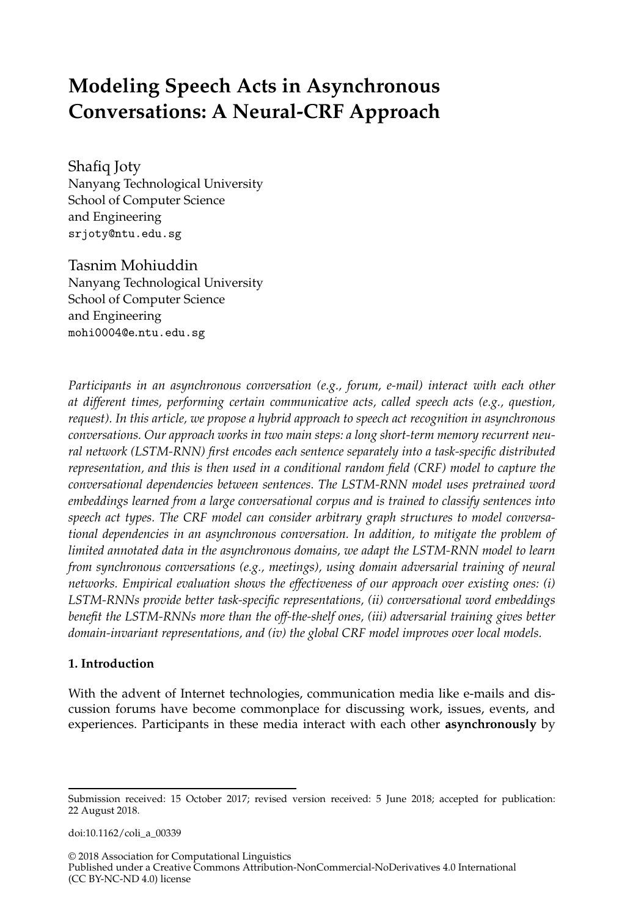# Modeling Speech Acts in Asynchronous Conversations: A Neural-CRF Approach

Shafiq Joty
Nanyang Technological University
School of Computer Science
and Engineering
srjoty@ntu.edu.sg

Tasnim Mohiuddin
Nanyang Technological University
School of Computer Science
and Engineering
mohi0004@e.ntu.edu.sg

*Participants in an asynchronous conversation (e.g., forum, e-mail) interact with each other at different times, performing certain communicative acts, called speech acts (e.g., question, request). In this article, we propose a hybrid approach to speech act recognition in asynchronous conversations. Our approach works in two main steps: a long short-term memory recurrent neural network (LSTM-RNN) first encodes each sentence separately into a task-specific distributed representation, and this is then used in a conditional random field (CRF) model to capture the conversational dependencies between sentences. The LSTM-RNN model uses pretrained word embeddings learned from a large conversational corpus and is trained to classify sentences into speech act types. The CRF model can consider arbitrary graph structures to model conversational dependencies in an asynchronous conversation. In addition, to mitigate the problem of limited annotated data in the asynchronous domains, we adapt the LSTM-RNN model to learn from synchronous conversations (e.g., meetings), using domain adversarial training of neural networks. Empirical evaluation shows the effectiveness of our approach over existing ones: (i) LSTM-RNNs provide better task-specific representations, (ii) conversational word embeddings benefit the LSTM-RNNs more than the off-the-shelf ones, (iii) adversarial training gives better domain-invariant representations, and (iv) the global CRF model improves over local models.*

## 1. Introduction

With the advent of Internet technologies, communication media like e-mails and discussion forums have become commonplace for discussing work, issues, events, and experiences. Participants in these media interact with each other **asynchronously** by

---

Submission received: 15 October 2017; revised version received: 5 June 2018; accepted for publication: 22 August 2018.

doi:10.1162/coli_a_00339

© 2018 Association for Computational Linguistics
Published under a Creative Commons Attribution-NonCommercial-NoDerivatives 4.0 International (CC BY-NC-ND 4.0) license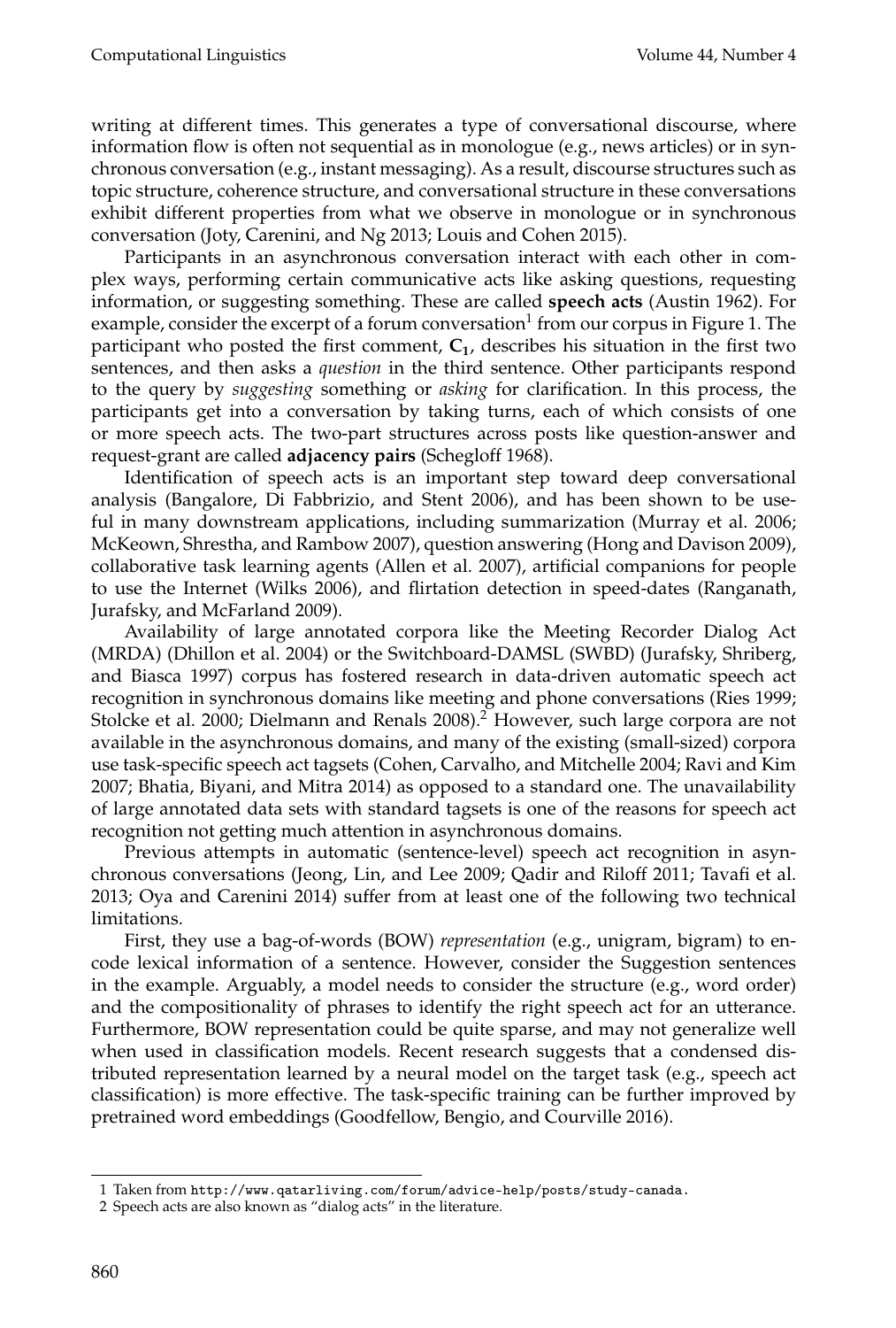writing at different times. This generates a type of conversational discourse, where information flow is often not sequential as in monologue (e.g., news articles) or in synchronous conversation (e.g., instant messaging). As a result, discourse structures such as topic structure, coherence structure, and conversational structure in these conversations exhibit different properties from what we observe in monologue or in synchronous conversation (Joty, Carenini, and Ng 2013; Louis and Cohen 2015).

Participants in an asynchronous conversation interact with each other in complex ways, performing certain communicative acts like asking questions, requesting information, or suggesting something. These are called **speech acts** (Austin 1962). For example, consider the excerpt of a forum conversation[1] from our corpus in Figure 1. The participant who posted the first comment, $\mathbf{C_1}$, describes his situation in the first two sentences, and then asks a *question* in the third sentence. Other participants respond to the query by *suggesting* something or *asking* for clarification. In this process, the participants get into a conversation by taking turns, each of which consists of one or more speech acts. The two-part structures across posts like question-answer and request-grant are called **adjacency pairs** (Schegloff 1968).

Identification of speech acts is an important step toward deep conversational analysis (Bangalore, Di Fabbrizio, and Stent 2006), and has been shown to be useful in many downstream applications, including summarization (Murray et al. 2006; McKeown, Shrestha, and Rambow 2007), question answering (Hong and Davison 2009), collaborative task learning agents (Allen et al. 2007), artificial companions for people to use the Internet (Wilks 2006), and flirtation detection in speed-dates (Ranganath, Jurafsky, and McFarland 2009).

Availability of large annotated corpora like the Meeting Recorder Dialog Act (MRDA) (Dhillon et al. 2004) or the Switchboard-DAMSL (SWBD) (Jurafsky, Shriberg, and Biasca 1997) corpus has fostered research in data-driven automatic speech act recognition in synchronous domains like meeting and phone conversations (Ries 1999; Stolcke et al. 2000; Dielmann and Renals 2008).[2] However, such large corpora are not available in the asynchronous domains, and many of the existing (small-sized) corpora use task-specific speech act tagsets (Cohen, Carvalho, and Mitchelle 2004; Ravi and Kim 2007; Bhatia, Biyani, and Mitra 2014) as opposed to a standard one. The unavailability of large annotated data sets with standard tagsets is one of the reasons for speech act recognition not getting much attention in asynchronous domains.

Previous attempts in automatic (sentence-level) speech act recognition in asynchronous conversations (Jeong, Lin, and Lee 2009; Qadir and Riloff 2011; Tavafi et al. 2013; Oya and Carenini 2014) suffer from at least one of the following two technical limitations.

First, they use a bag-of-words (BOW) *representation* (e.g., unigram, bigram) to encode lexical information of a sentence. However, consider the Suggestion sentences in the example. Arguably, a model needs to consider the structure (e.g., word order) and the compositionality of phrases to identify the right speech act for an utterance. Furthermore, BOW representation could be quite sparse, and may not generalize well when used in classification models. Recent research suggests that a condensed distributed representation learned by a neural model on the target task (e.g., speech act classification) is more effective. The task-specific training can be further improved by pretrained word embeddings (Goodfellow, Bengio, and Courville 2016).

---

1 Taken from `http://www.qatarliving.com/forum/advice-help/posts/study-canada`.

2 Speech acts are also known as "dialog acts" in the literature.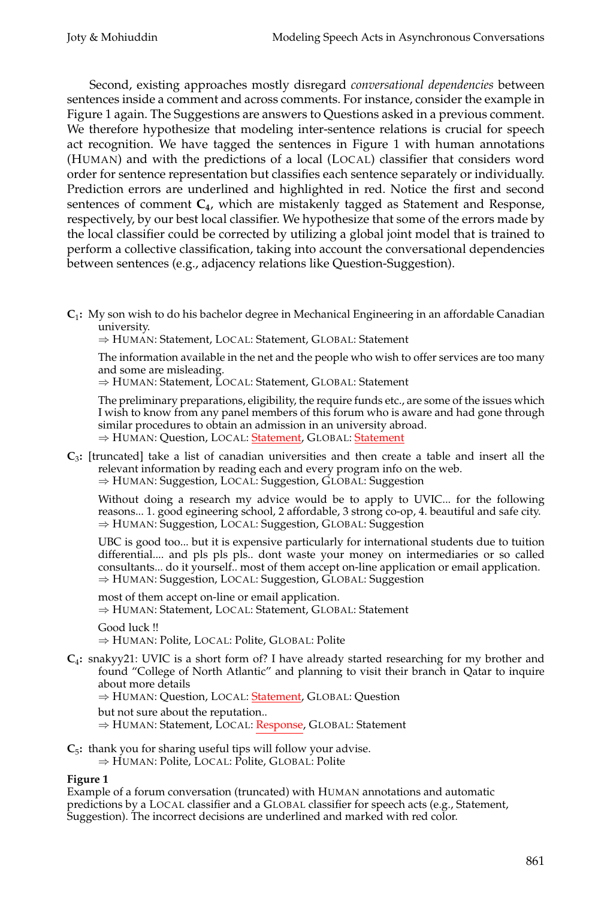Second, existing approaches mostly disregard *conversational dependencies* between sentences inside a comment and across comments. For instance, consider the example in Figure 1 again. The Suggestions are answers to Questions asked in a previous comment. We therefore hypothesize that modeling inter-sentence relations is crucial for speech act recognition. We have tagged the sentences in Figure 1 with human annotations (HUMAN) and with the predictions of a local (LOCAL) classifier that considers word order for sentence representation but classifies each sentence separately or individually. Prediction errors are underlined and highlighted in red. Notice the first and second sentences of comment **C**$_4$, which are mistakenly tagged as Statement and Response, respectively, by our best local classifier. We hypothesize that some of the errors made by the local classifier could be corrected by utilizing a global joint model that is trained to perform a collective classification, taking into account the conversational dependencies between sentences (e.g., adjacency relations like Question-Suggestion).

**C**$_1$**:** My son wish to do his bachelor degree in Mechanical Engineering in an affordable Canadian university.
⇒ HUMAN: Statement, LOCAL: Statement, GLOBAL: Statement

The information available in the net and the people who wish to offer services are too many and some are misleading.
⇒ HUMAN: Statement, LOCAL: Statement, GLOBAL: Statement

The preliminary preparations, eligibility, the require funds etc., are some of the issues which I wish to know from any panel members of this forum who is aware and had gone through similar procedures to obtain an admission in an university abroad.
⇒ HUMAN: Question, LOCAL: <u>Statement</u>, GLOBAL: <u>Statement</u>

**C**$_3$**:** [truncated] take a list of canadian universities and then create a table and insert all the relevant information by reading each and every program info on the web.
⇒ HUMAN: Suggestion, LOCAL: Suggestion, GLOBAL: Suggestion

Without doing a research my advice would be to apply to UVIC... for the following reasons... 1. good egineering school, 2 affordable, 3 strong co-op, 4. beautiful and safe city.
⇒ HUMAN: Suggestion, LOCAL: Suggestion, GLOBAL: Suggestion

UBC is good too... but it is expensive particularly for international students due to tuition differential.... and pls pls pls.. dont waste your money on intermediaries or so called consultants... do it yourself.. most of them accept on-line application or email application.
⇒ HUMAN: Suggestion, LOCAL: Suggestion, GLOBAL: Suggestion

most of them accept on-line or email application.
⇒ HUMAN: Statement, LOCAL: Statement, GLOBAL: Statement

Good luck !!
⇒ HUMAN: Polite, LOCAL: Polite, GLOBAL: Polite

**C**$_4$**:** snakyy21: UVIC is a short form of? I have already started researching for my brother and found "College of North Atlantic" and planning to visit their branch in Qatar to inquire about more details
⇒ HUMAN: Question, LOCAL: <u>Statement</u>, GLOBAL: Question

but not sure about the reputation..
⇒ HUMAN: Statement, LOCAL: <u>Response</u>, GLOBAL: Statement

**C**$_5$**:** thank you for sharing useful tips will follow your advise.
⇒ HUMAN: Polite, LOCAL: Polite, GLOBAL: Polite

**Figure 1**
Example of a forum conversation (truncated) with HUMAN annotations and automatic predictions by a LOCAL classifier and a GLOBAL classifier for speech acts (e.g., Statement, Suggestion). The incorrect decisions are underlined and marked with red color.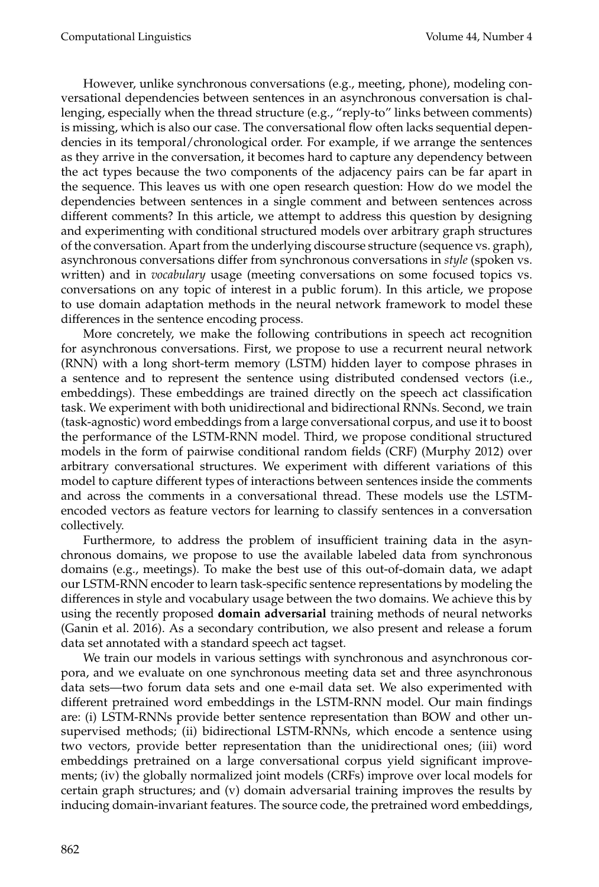However, unlike synchronous conversations (e.g., meeting, phone), modeling conversational dependencies between sentences in an asynchronous conversation is challenging, especially when the thread structure (e.g., "reply-to" links between comments) is missing, which is also our case. The conversational flow often lacks sequential dependencies in its temporal/chronological order. For example, if we arrange the sentences as they arrive in the conversation, it becomes hard to capture any dependency between the act types because the two components of the adjacency pairs can be far apart in the sequence. This leaves us with one open research question: How do we model the dependencies between sentences in a single comment and between sentences across different comments? In this article, we attempt to address this question by designing and experimenting with conditional structured models over arbitrary graph structures of the conversation. Apart from the underlying discourse structure (sequence vs. graph), asynchronous conversations differ from synchronous conversations in *style* (spoken vs. written) and in *vocabulary* usage (meeting conversations on some focused topics vs. conversations on any topic of interest in a public forum). In this article, we propose to use domain adaptation methods in the neural network framework to model these differences in the sentence encoding process.

More concretely, we make the following contributions in speech act recognition for asynchronous conversations. First, we propose to use a recurrent neural network (RNN) with a long short-term memory (LSTM) hidden layer to compose phrases in a sentence and to represent the sentence using distributed condensed vectors (i.e., embeddings). These embeddings are trained directly on the speech act classification task. We experiment with both unidirectional and bidirectional RNNs. Second, we train (task-agnostic) word embeddings from a large conversational corpus, and use it to boost the performance of the LSTM-RNN model. Third, we propose conditional structured models in the form of pairwise conditional random fields (CRF) (Murphy 2012) over arbitrary conversational structures. We experiment with different variations of this model to capture different types of interactions between sentences inside the comments and across the comments in a conversational thread. These models use the LSTM-encoded vectors as feature vectors for learning to classify sentences in a conversation collectively.

Furthermore, to address the problem of insufficient training data in the asynchronous domains, we propose to use the available labeled data from synchronous domains (e.g., meetings). To make the best use of this out-of-domain data, we adapt our LSTM-RNN encoder to learn task-specific sentence representations by modeling the differences in style and vocabulary usage between the two domains. We achieve this by using the recently proposed **domain adversarial** training methods of neural networks (Ganin et al. 2016). As a secondary contribution, we also present and release a forum data set annotated with a standard speech act tagset.

We train our models in various settings with synchronous and asynchronous corpora, and we evaluate on one synchronous meeting data set and three asynchronous data sets—two forum data sets and one e-mail data set. We also experimented with different pretrained word embeddings in the LSTM-RNN model. Our main findings are: (i) LSTM-RNNs provide better sentence representation than BOW and other unsupervised methods; (ii) bidirectional LSTM-RNNs, which encode a sentence using two vectors, provide better representation than the unidirectional ones; (iii) word embeddings pretrained on a large conversational corpus yield significant improvements; (iv) the globally normalized joint models (CRFs) improve over local models for certain graph structures; and (v) domain adversarial training improves the results by inducing domain-invariant features. The source code, the pretrained word embeddings,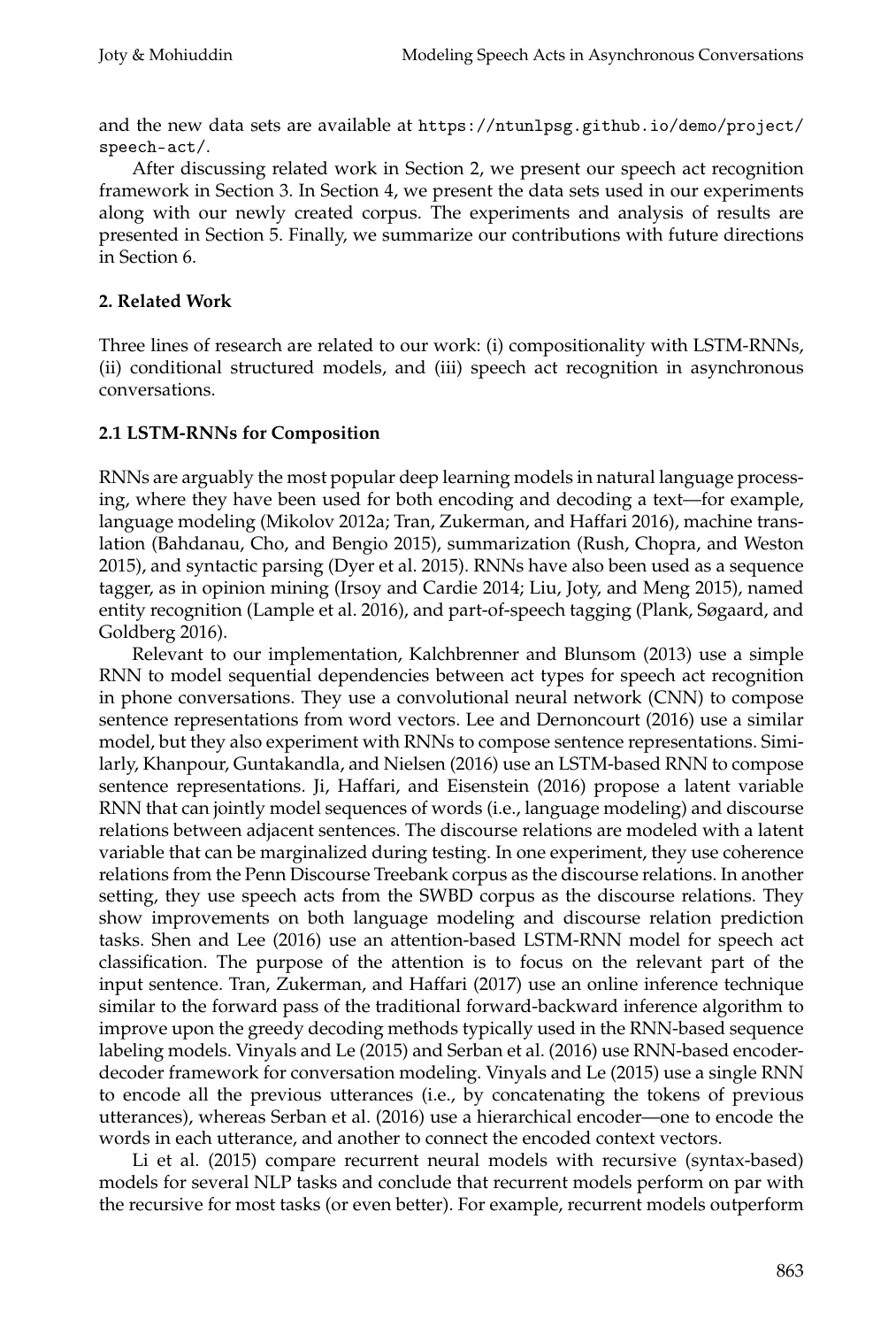and the new data sets are available at https://ntunlpsg.github.io/demo/project/speech-act/.

After discussing related work in Section 2, we present our speech act recognition framework in Section 3. In Section 4, we present the data sets used in our experiments along with our newly created corpus. The experiments and analysis of results are presented in Section 5. Finally, we summarize our contributions with future directions in Section 6.

## 2. Related Work

Three lines of research are related to our work: (i) compositionality with LSTM-RNNs, (ii) conditional structured models, and (iii) speech act recognition in asynchronous conversations.

### 2.1 LSTM-RNNs for Composition

RNNs are arguably the most popular deep learning models in natural language processing, where they have been used for both encoding and decoding a text—for example, language modeling (Mikolov 2012a; Tran, Zukerman, and Haffari 2016), machine translation (Bahdanau, Cho, and Bengio 2015), summarization (Rush, Chopra, and Weston 2015), and syntactic parsing (Dyer et al. 2015). RNNs have also been used as a sequence tagger, as in opinion mining (Irsoy and Cardie 2014; Liu, Joty, and Meng 2015), named entity recognition (Lample et al. 2016), and part-of-speech tagging (Plank, Søgaard, and Goldberg 2016).

Relevant to our implementation, Kalchbrenner and Blunsom (2013) use a simple RNN to model sequential dependencies between act types for speech act recognition in phone conversations. They use a convolutional neural network (CNN) to compose sentence representations from word vectors. Lee and Dernoncourt (2016) use a similar model, but they also experiment with RNNs to compose sentence representations. Similarly, Khanpour, Guntakandla, and Nielsen (2016) use an LSTM-based RNN to compose sentence representations. Ji, Haffari, and Eisenstein (2016) propose a latent variable RNN that can jointly model sequences of words (i.e., language modeling) and discourse relations between adjacent sentences. The discourse relations are modeled with a latent variable that can be marginalized during testing. In one experiment, they use coherence relations from the Penn Discourse Treebank corpus as the discourse relations. In another setting, they use speech acts from the SWBD corpus as the discourse relations. They show improvements on both language modeling and discourse relation prediction tasks. Shen and Lee (2016) use an attention-based LSTM-RNN model for speech act classification. The purpose of the attention is to focus on the relevant part of the input sentence. Tran, Zukerman, and Haffari (2017) use an online inference technique similar to the forward pass of the traditional forward-backward inference algorithm to improve upon the greedy decoding methods typically used in the RNN-based sequence labeling models. Vinyals and Le (2015) and Serban et al. (2016) use RNN-based encoder-decoder framework for conversation modeling. Vinyals and Le (2015) use a single RNN to encode all the previous utterances (i.e., by concatenating the tokens of previous utterances), whereas Serban et al. (2016) use a hierarchical encoder—one to encode the words in each utterance, and another to connect the encoded context vectors.

Li et al. (2015) compare recurrent neural models with recursive (syntax-based) models for several NLP tasks and conclude that recurrent models perform on par with the recursive for most tasks (or even better). For example, recurrent models outperform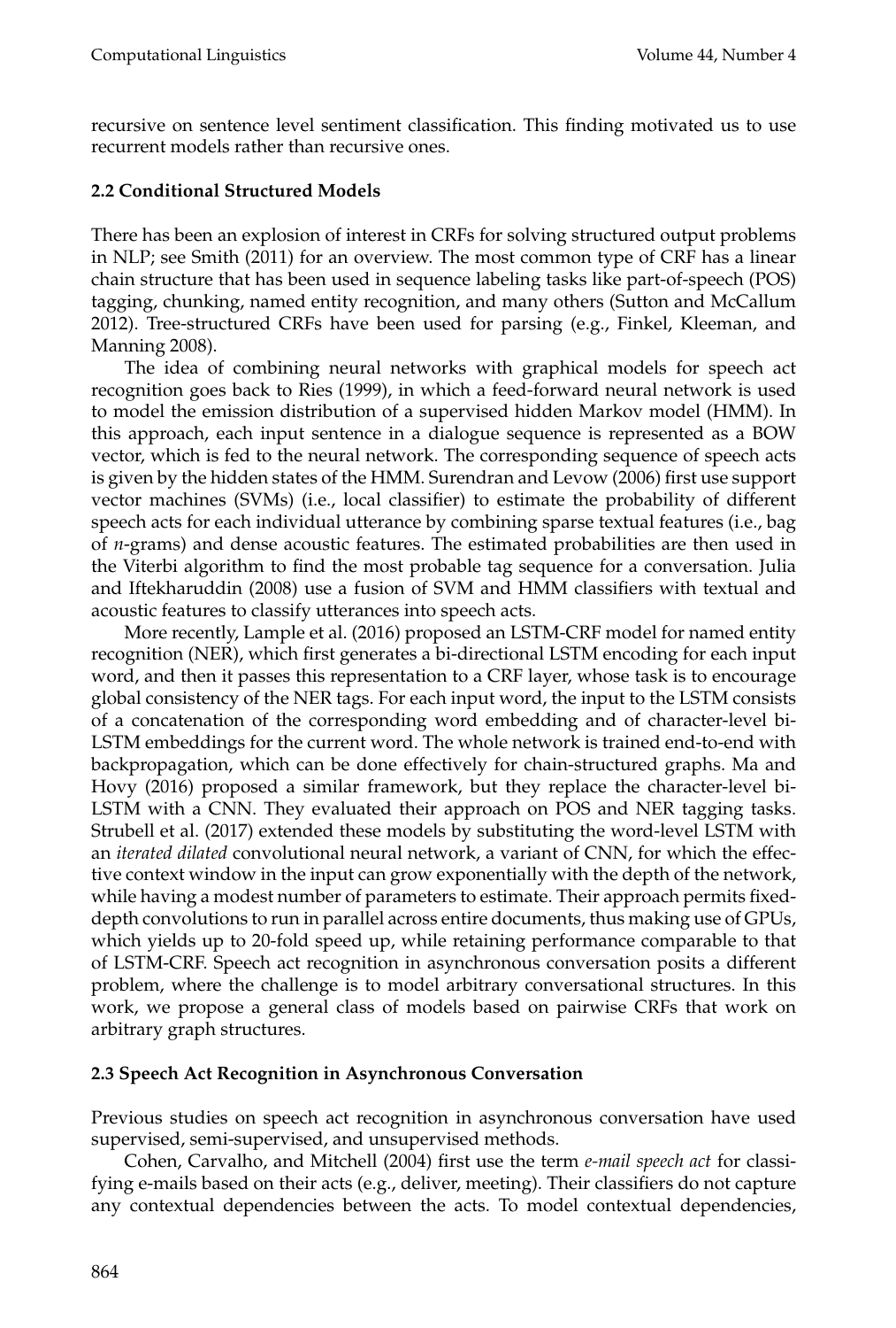recursive on sentence level sentiment classification. This finding motivated us to use recurrent models rather than recursive ones.

### 2.2 Conditional Structured Models

There has been an explosion of interest in CRFs for solving structured output problems in NLP; see Smith (2011) for an overview. The most common type of CRF has a linear chain structure that has been used in sequence labeling tasks like part-of-speech (POS) tagging, chunking, named entity recognition, and many others (Sutton and McCallum 2012). Tree-structured CRFs have been used for parsing (e.g., Finkel, Kleeman, and Manning 2008).

The idea of combining neural networks with graphical models for speech act recognition goes back to Ries (1999), in which a feed-forward neural network is used to model the emission distribution of a supervised hidden Markov model (HMM). In this approach, each input sentence in a dialogue sequence is represented as a BOW vector, which is fed to the neural network. The corresponding sequence of speech acts is given by the hidden states of the HMM. Surendran and Levow (2006) first use support vector machines (SVMs) (i.e., local classifier) to estimate the probability of different speech acts for each individual utterance by combining sparse textual features (i.e., bag of *n*-grams) and dense acoustic features. The estimated probabilities are then used in the Viterbi algorithm to find the most probable tag sequence for a conversation. Julia and Iftekharuddin (2008) use a fusion of SVM and HMM classifiers with textual and acoustic features to classify utterances into speech acts.

More recently, Lample et al. (2016) proposed an LSTM-CRF model for named entity recognition (NER), which first generates a bi-directional LSTM encoding for each input word, and then it passes this representation to a CRF layer, whose task is to encourage global consistency of the NER tags. For each input word, the input to the LSTM consists of a concatenation of the corresponding word embedding and of character-level bi-LSTM embeddings for the current word. The whole network is trained end-to-end with backpropagation, which can be done effectively for chain-structured graphs. Ma and Hovy (2016) proposed a similar framework, but they replace the character-level bi-LSTM with a CNN. They evaluated their approach on POS and NER tagging tasks. Strubell et al. (2017) extended these models by substituting the word-level LSTM with an *iterated dilated* convolutional neural network, a variant of CNN, for which the effective context window in the input can grow exponentially with the depth of the network, while having a modest number of parameters to estimate. Their approach permits fixed-depth convolutions to run in parallel across entire documents, thus making use of GPUs, which yields up to 20-fold speed up, while retaining performance comparable to that of LSTM-CRF. Speech act recognition in asynchronous conversation posits a different problem, where the challenge is to model arbitrary conversational structures. In this work, we propose a general class of models based on pairwise CRFs that work on arbitrary graph structures.

### 2.3 Speech Act Recognition in Asynchronous Conversation

Previous studies on speech act recognition in asynchronous conversation have used supervised, semi-supervised, and unsupervised methods.

Cohen, Carvalho, and Mitchell (2004) first use the term *e-mail speech act* for classifying e-mails based on their acts (e.g., deliver, meeting). Their classifiers do not capture any contextual dependencies between the acts. To model contextual dependencies,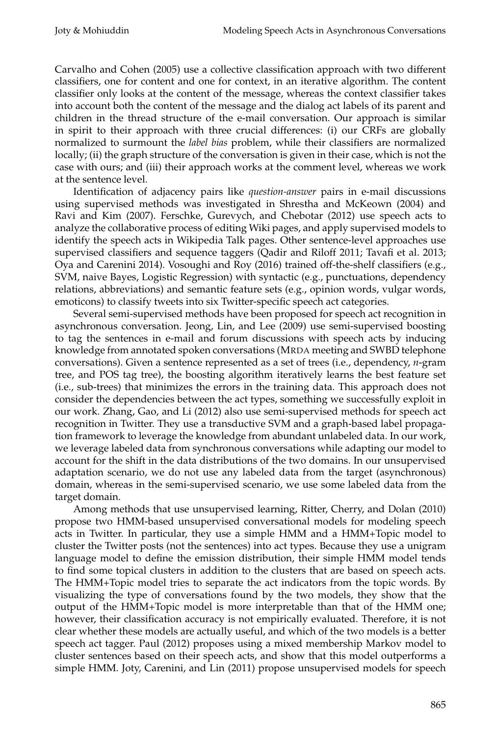Carvalho and Cohen (2005) use a collective classification approach with two different classifiers, one for content and one for context, in an iterative algorithm. The content classifier only looks at the content of the message, whereas the context classifier takes into account both the content of the message and the dialog act labels of its parent and children in the thread structure of the e-mail conversation. Our approach is similar in spirit to their approach with three crucial differences: (i) our CRFs are globally normalized to surmount the *label bias* problem, while their classifiers are normalized locally; (ii) the graph structure of the conversation is given in their case, which is not the case with ours; and (iii) their approach works at the comment level, whereas we work at the sentence level.

Identification of adjacency pairs like *question-answer* pairs in e-mail discussions using supervised methods was investigated in Shrestha and McKeown (2004) and Ravi and Kim (2007). Ferschke, Gurevych, and Chebotar (2012) use speech acts to analyze the collaborative process of editing Wiki pages, and apply supervised models to identify the speech acts in Wikipedia Talk pages. Other sentence-level approaches use supervised classifiers and sequence taggers (Qadir and Riloff 2011; Tavafi et al. 2013; Oya and Carenini 2014). Vosoughi and Roy (2016) trained off-the-shelf classifiers (e.g., SVM, naive Bayes, Logistic Regression) with syntactic (e.g., punctuations, dependency relations, abbreviations) and semantic feature sets (e.g., opinion words, vulgar words, emoticons) to classify tweets into six Twitter-specific speech act categories.

Several semi-supervised methods have been proposed for speech act recognition in asynchronous conversation. Jeong, Lin, and Lee (2009) use semi-supervised boosting to tag the sentences in e-mail and forum discussions with speech acts by inducing knowledge from annotated spoken conversations (MRDA meeting and SWBD telephone conversations). Given a sentence represented as a set of trees (i.e., dependency, *n*-gram tree, and POS tag tree), the boosting algorithm iteratively learns the best feature set (i.e., sub-trees) that minimizes the errors in the training data. This approach does not consider the dependencies between the act types, something we successfully exploit in our work. Zhang, Gao, and Li (2012) also use semi-supervised methods for speech act recognition in Twitter. They use a transductive SVM and a graph-based label propagation framework to leverage the knowledge from abundant unlabeled data. In our work, we leverage labeled data from synchronous conversations while adapting our model to account for the shift in the data distributions of the two domains. In our unsupervised adaptation scenario, we do not use any labeled data from the target (asynchronous) domain, whereas in the semi-supervised scenario, we use some labeled data from the target domain.

Among methods that use unsupervised learning, Ritter, Cherry, and Dolan (2010) propose two HMM-based unsupervised conversational models for modeling speech acts in Twitter. In particular, they use a simple HMM and a HMM+Topic model to cluster the Twitter posts (not the sentences) into act types. Because they use a unigram language model to define the emission distribution, their simple HMM model tends to find some topical clusters in addition to the clusters that are based on speech acts. The HMM+Topic model tries to separate the act indicators from the topic words. By visualizing the type of conversations found by the two models, they show that the output of the HMM+Topic model is more interpretable than that of the HMM one; however, their classification accuracy is not empirically evaluated. Therefore, it is not clear whether these models are actually useful, and which of the two models is a better speech act tagger. Paul (2012) proposes using a mixed membership Markov model to cluster sentences based on their speech acts, and show that this model outperforms a simple HMM. Joty, Carenini, and Lin (2011) propose unsupervised models for speech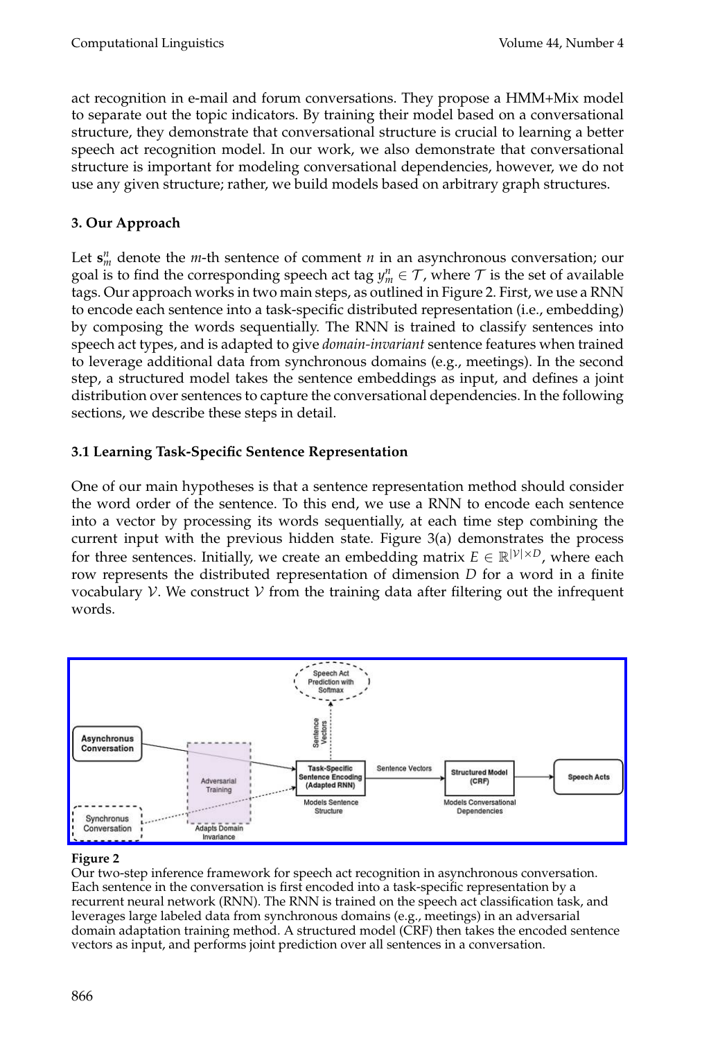act recognition in e-mail and forum conversations. They propose a HMM+Mix model to separate out the topic indicators. By training their model based on a conversational structure, they demonstrate that conversational structure is crucial to learning a better speech act recognition model. In our work, we also demonstrate that conversational structure is important for modeling conversational dependencies, however, we do not use any given structure; rather, we build models based on arbitrary graph structures.

## 3. Our Approach

Let $\mathbf{s}_m^n$ denote the $m$-th sentence of comment $n$ in an asynchronous conversation; our goal is to find the corresponding speech act tag $y_m^n \in \mathcal{T}$, where $\mathcal{T}$ is the set of available tags. Our approach works in two main steps, as outlined in Figure 2. First, we use a RNN to encode each sentence into a task-specific distributed representation (i.e., embedding) by composing the words sequentially. The RNN is trained to classify sentences into speech act types, and is adapted to give *domain-invariant* sentence features when trained to leverage additional data from synchronous domains (e.g., meetings). In the second step, a structured model takes the sentence embeddings as input, and defines a joint distribution over sentences to capture the conversational dependencies. In the following sections, we describe these steps in detail.

### 3.1 Learning Task-Specific Sentence Representation

One of our main hypotheses is that a sentence representation method should consider the word order of the sentence. To this end, we use a RNN to encode each sentence into a vector by processing its words sequentially, at each time step combining the current input with the previous hidden state. Figure 3(a) demonstrates the process for three sentences. Initially, we create an embedding matrix $E \in \mathbb{R}^{|\mathcal{V}| \times D}$, where each row represents the distributed representation of dimension $D$ for a word in a finite vocabulary $\mathcal{V}$. We construct $\mathcal{V}$ from the training data after filtering out the infrequent words.

**Figure 2**
Our two-step inference framework for speech act recognition in asynchronous conversation. Each sentence in the conversation is first encoded into a task-specific representation by a recurrent neural network (RNN). The RNN is trained on the speech act classification task, and leverages large labeled data from synchronous domains (e.g., meetings) in an adversarial domain adaptation training method. A structured model (CRF) then takes the encoded sentence vectors as input, and performs joint prediction over all sentences in a conversation.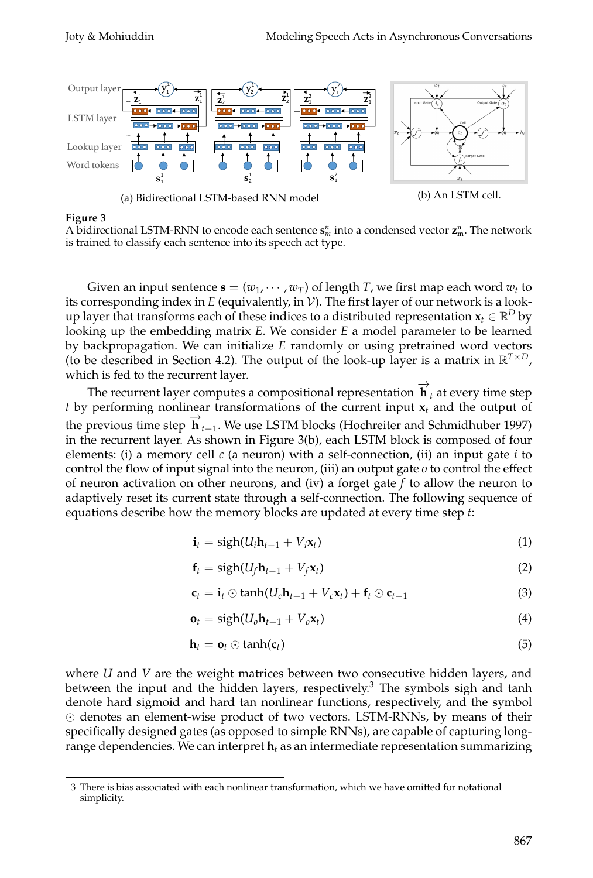(a) Bidirectional LSTM-based RNN model

(b) An LSTM cell.

**Figure 3**
A bidirectional LSTM-RNN to encode each sentence $\mathbf{s}_m^n$ into a condensed vector $\mathbf{z}_\mathbf{m}^\mathbf{n}$. The network is trained to classify each sentence into its speech act type.

Given an input sentence $\mathbf{s} = (w_1, \cdots, w_T)$ of length $T$, we first map each word $w_t$ to its corresponding index in $E$ (equivalently, in $\mathcal{V}$). The first layer of our network is a look-up layer that transforms each of these indices to a distributed representation $\mathbf{x}_t \in \mathbb{R}^D$ by looking up the embedding matrix $E$. We consider $E$ a model parameter to be learned by backpropagation. We can initialize $E$ randomly or using pretrained word vectors (to be described in Section 4.2). The output of the look-up layer is a matrix in $\mathbb{R}^{T \times D}$, which is fed to the recurrent layer.

The recurrent layer computes a compositional representation $\overrightarrow{\mathbf{h}}_t$ at every time step $t$ by performing nonlinear transformations of the current input $\mathbf{x}_t$ and the output of the previous time step $\overrightarrow{\mathbf{h}}_{t-1}$. We use LSTM blocks (Hochreiter and Schmidhuber 1997) in the recurrent layer. As shown in Figure 3(b), each LSTM block is composed of four elements: (i) a memory cell $c$ (a neuron) with a self-connection, (ii) an input gate $i$ to control the flow of input signal into the neuron, (iii) an output gate $o$ to control the effect of neuron activation on other neurons, and (iv) a forget gate $f$ to allow the neuron to adaptively reset its current state through a self-connection. The following sequence of equations describe how the memory blocks are updated at every time step $t$:

$$\mathbf{i}_t = \text{sigh}(U_i \mathbf{h}_{t-1} + V_i \mathbf{x}_t) \tag{1}$$

$$\mathbf{f}_t = \text{sigh}(U_f \mathbf{h}_{t-1} + V_f \mathbf{x}_t) \tag{2}$$

$$\mathbf{c}_t = \mathbf{i}_t \odot \tanh(U_c \mathbf{h}_{t-1} + V_c \mathbf{x}_t) + \mathbf{f}_t \odot \mathbf{c}_{t-1} \tag{3}$$

$$\mathbf{o}_t = \text{sigh}(U_o \mathbf{h}_{t-1} + V_o \mathbf{x}_t) \tag{4}$$

$$\mathbf{h}_t = \mathbf{o}_t \odot \tanh(\mathbf{c}_t) \tag{5}$$

where $U$ and $V$ are the weight matrices between two consecutive hidden layers, and between the input and the hidden layers, respectively.[3] The symbols sigh and tanh denote hard sigmoid and hard tan nonlinear functions, respectively, and the symbol $\odot$ denotes an element-wise product of two vectors. LSTM-RNNs, by means of their specifically designed gates (as opposed to simple RNNs), are capable of capturing long-range dependencies. We can interpret $\mathbf{h}_t$ as an intermediate representation summarizing

3 There is bias associated with each nonlinear transformation, which we have omitted for notational simplicity.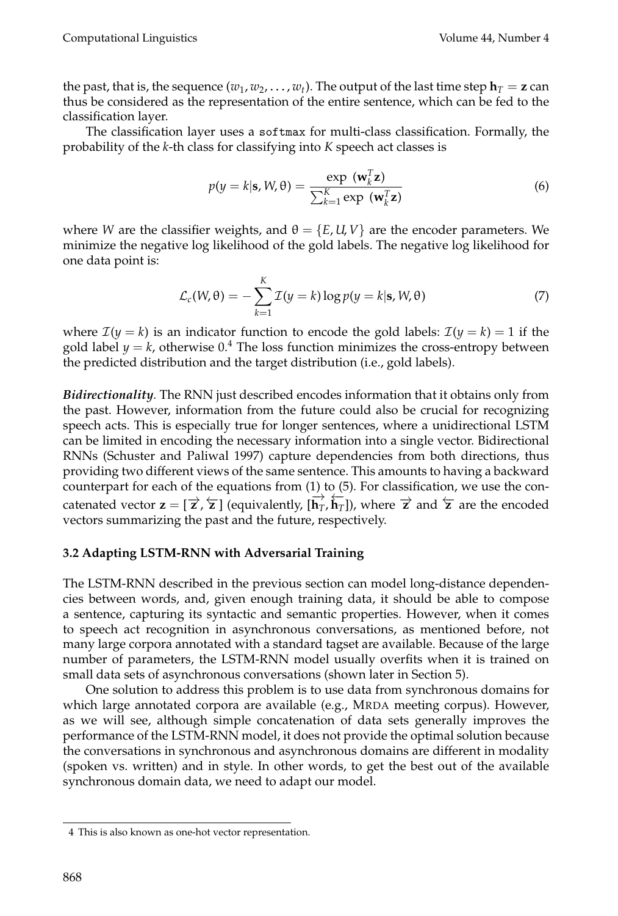the past, that is, the sequence $(w_1, w_2, \ldots, w_t)$. The output of the last time step $\mathbf{h}_T = \mathbf{z}$ can thus be considered as the representation of the entire sentence, which can be fed to the classification layer.

The classification layer uses a `softmax` for multi-class classification. Formally, the probability of the $k$-th class for classifying into $K$ speech act classes is

$$p(y = k|\mathbf{s}, W, \theta) = \frac{\exp\ (\mathbf{w}_k^T \mathbf{z})}{\sum_{k=1}^{K} \exp\ (\mathbf{w}_k^T \mathbf{z})} \tag{6}$$

where $W$ are the classifier weights, and $\theta = \{E, U, V\}$ are the encoder parameters. We minimize the negative log likelihood of the gold labels. The negative log likelihood for one data point is:

$$\mathcal{L}_c(W, \theta) = -\sum_{k=1}^{K} \mathcal{I}(y = k) \log p(y = k|\mathbf{s}, W, \theta) \tag{7}$$

where $\mathcal{I}(y = k)$ is an indicator function to encode the gold labels: $\mathcal{I}(y = k) = 1$ if the gold label $y = k$, otherwise 0.[4] The loss function minimizes the cross-entropy between the predicted distribution and the target distribution (i.e., gold labels).

***Bidirectionality.*** The RNN just described encodes information that it obtains only from the past. However, information from the future could also be crucial for recognizing speech acts. This is especially true for longer sentences, where a unidirectional LSTM can be limited in encoding the necessary information into a single vector. Bidirectional RNNs (Schuster and Paliwal 1997) capture dependencies from both directions, thus providing two different views of the same sentence. This amounts to having a backward counterpart for each of the equations from (1) to (5). For classification, we use the concatenated vector $\mathbf{z} = [\overrightarrow{\mathbf{z}}, \overleftarrow{\mathbf{z}}]$ (equivalently, $[\overrightarrow{\mathbf{h}_T}, \overleftarrow{\mathbf{h}_T}]$), where $\overrightarrow{\mathbf{z}}$ and $\overleftarrow{\mathbf{z}}$ are the encoded vectors summarizing the past and the future, respectively.

### 3.2 Adapting LSTM-RNN with Adversarial Training

The LSTM-RNN described in the previous section can model long-distance dependencies between words, and, given enough training data, it should be able to compose a sentence, capturing its syntactic and semantic properties. However, when it comes to speech act recognition in asynchronous conversations, as mentioned before, not many large corpora annotated with a standard tagset are available. Because of the large number of parameters, the LSTM-RNN model usually overfits when it is trained on small data sets of asynchronous conversations (shown later in Section 5).

One solution to address this problem is to use data from synchronous domains for which large annotated corpora are available (e.g., MRDA meeting corpus). However, as we will see, although simple concatenation of data sets generally improves the performance of the LSTM-RNN model, it does not provide the optimal solution because the conversations in synchronous and asynchronous domains are different in modality (spoken vs. written) and in style. In other words, to get the best out of the available synchronous domain data, we need to adapt our model.

4 This is also known as one-hot vector representation.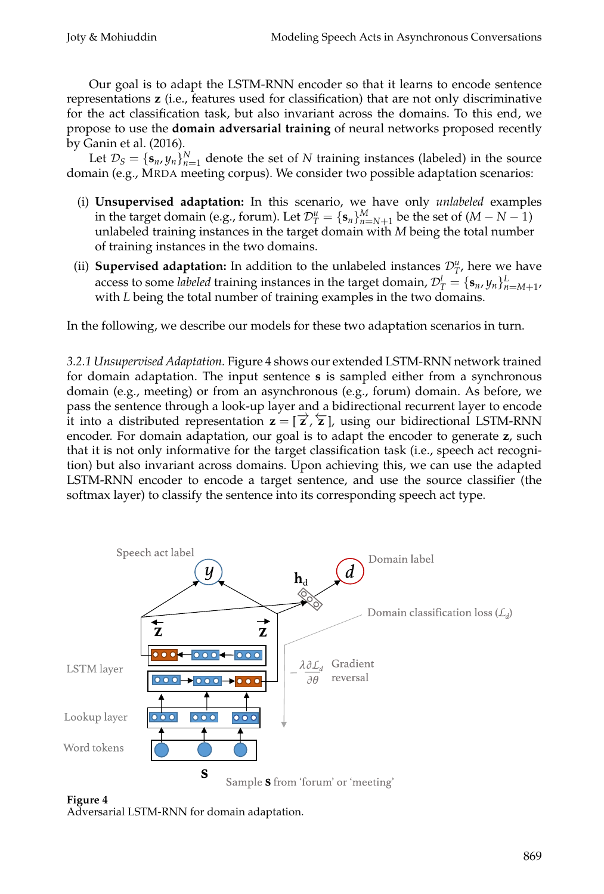Our goal is to adapt the LSTM-RNN encoder so that it learns to encode sentence representations **z** (i.e., features used for classification) that are not only discriminative for the act classification task, but also invariant across the domains. To this end, we propose to use the **domain adversarial training** of neural networks proposed recently by Ganin et al. (2016).

Let $\mathcal{D}_S = \{\mathbf{s}_n, y_n\}_{n=1}^N$ denote the set of $N$ training instances (labeled) in the source domain (e.g., MRDA meeting corpus). We consider two possible adaptation scenarios:

(i) **Unsupervised adaptation:** In this scenario, we have only *unlabeled* examples in the target domain (e.g., forum). Let $\mathcal{D}_T^u = \{\mathbf{s}_n\}_{n=N+1}^M$ be the set of $(M - N - 1)$ unlabeled training instances in the target domain with $M$ being the total number of training instances in the two domains.

(ii) **Supervised adaptation:** In addition to the unlabeled instances $\mathcal{D}_T^u$, here we have access to some *labeled* training instances in the target domain, $\mathcal{D}_T^l = \{\mathbf{s}_n, y_n\}_{n=M+1}^L$, with $L$ being the total number of training examples in the two domains.

In the following, we describe our models for these two adaptation scenarios in turn.

*3.2.1 Unsupervised Adaptation.* Figure 4 shows our extended LSTM-RNN network trained for domain adaptation. The input sentence **s** is sampled either from a synchronous domain (e.g., meeting) or from an asynchronous (e.g., forum) domain. As before, we pass the sentence through a look-up layer and a bidirectional recurrent layer to encode it into a distributed representation $\mathbf{z} = [\overrightarrow{\mathbf{z}}, \overleftarrow{\mathbf{z}}]$, using our bidirectional LSTM-RNN encoder. For domain adaptation, our goal is to adapt the encoder to generate **z**, such that it is not only informative for the target classification task (i.e., speech act recognition) but also invariant across domains. Upon achieving this, we can use the adapted LSTM-RNN encoder to encode a target sentence, and use the source classifier (the softmax layer) to classify the sentence into its corresponding speech act type.

**Figure 4**
Adversarial LSTM-RNN for domain adaptation.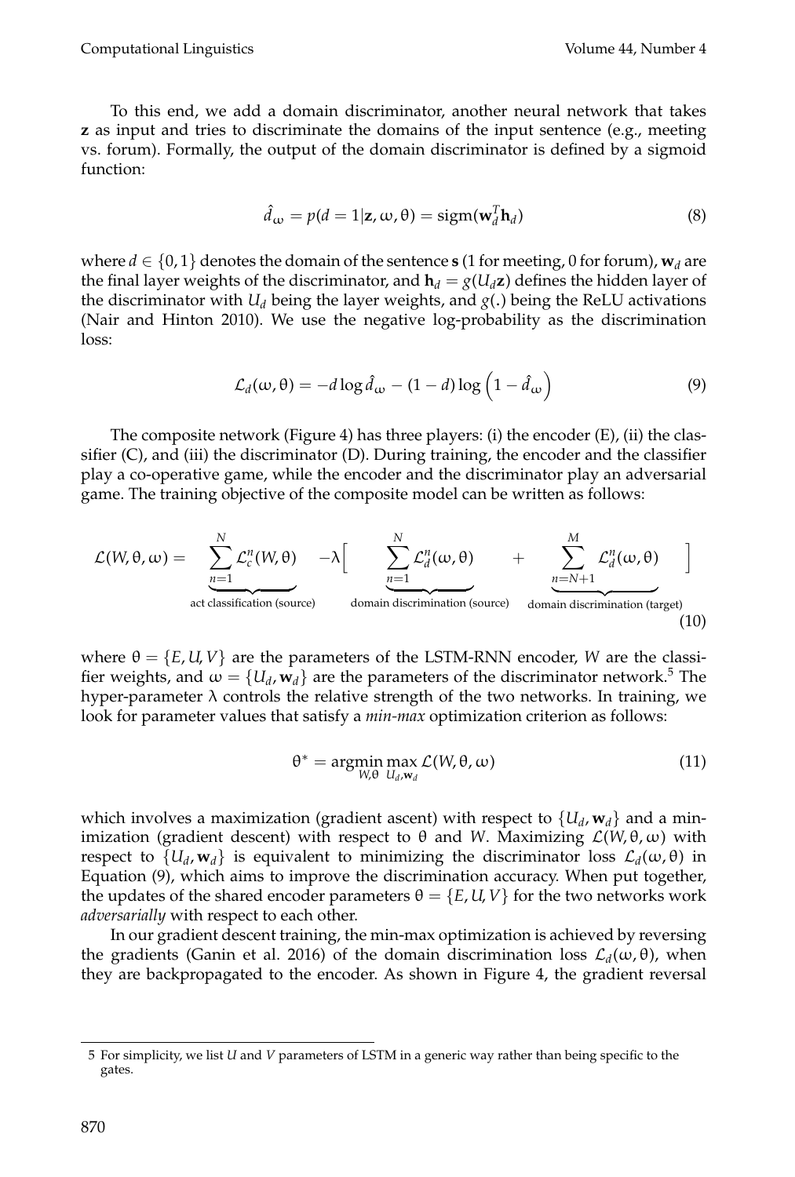To this end, we add a domain discriminator, another neural network that takes $\mathbf{z}$ as input and tries to discriminate the domains of the input sentence (e.g., meeting vs. forum). Formally, the output of the domain discriminator is defined by a sigmoid function:

$$\hat{d}_\omega = p(d = 1|\mathbf{z}, \omega, \theta) = \text{sigm}(\mathbf{w}_d^T \mathbf{h}_d) \tag{8}$$

where $d \in \{0, 1\}$ denotes the domain of the sentence $\mathbf{s}$ (1 for meeting, 0 for forum), $\mathbf{w}_d$ are the final layer weights of the discriminator, and $\mathbf{h}_d = g(U_d \mathbf{z})$ defines the hidden layer of the discriminator with $U_d$ being the layer weights, and $g(.)$ being the ReLU activations (Nair and Hinton 2010). We use the negative log-probability as the discrimination loss:

$$\mathcal{L}_d(\omega, \theta) = -d \log \hat{d}_\omega - (1 - d) \log \left(1 - \hat{d}_\omega\right) \tag{9}$$

The composite network (Figure 4) has three players: (i) the encoder (E), (ii) the classifier (C), and (iii) the discriminator (D). During training, the encoder and the classifier play a co-operative game, while the encoder and the discriminator play an adversarial game. The training objective of the composite model can be written as follows:

$$\mathcal{L}(W, \theta, \omega) = \underbrace{\sum_{n=1}^{N} \mathcal{L}_c^n(W, \theta)}_{\text{act classification (source)}} - \lambda \Big[ \underbrace{\sum_{n=1}^{N} \mathcal{L}_d^n(\omega, \theta)}_{\text{domain discrimination (source)}} + \underbrace{\sum_{n=N+1}^{M} \mathcal{L}_d^n(\omega, \theta)}_{\text{domain discrimination (target)}} \Big] \tag{10}$$

where $\theta = \{E, U, V\}$ are the parameters of the LSTM-RNN encoder, $W$ are the classifier weights, and $\omega = \{U_d, \mathbf{w}_d\}$ are the parameters of the discriminator network.[5] The hyper-parameter $\lambda$ controls the relative strength of the two networks. In training, we look for parameter values that satisfy a *min-max* optimization criterion as follows:

$$\theta^* = \underset{W, \theta}{\text{argmin}} \max_{U_d, \mathbf{w}_d} \mathcal{L}(W, \theta, \omega) \tag{11}$$

which involves a maximization (gradient ascent) with respect to $\{U_d, \mathbf{w}_d\}$ and a minimization (gradient descent) with respect to $\theta$ and $W$. Maximizing $\mathcal{L}(W, \theta, \omega)$ with respect to $\{U_d, \mathbf{w}_d\}$ is equivalent to minimizing the discriminator loss $\mathcal{L}_d(\omega, \theta)$ in Equation (9), which aims to improve the discrimination accuracy. When put together, the updates of the shared encoder parameters $\theta = \{E, U, V\}$ for the two networks work *adversarially* with respect to each other.

In our gradient descent training, the min-max optimization is achieved by reversing the gradients (Ganin et al. 2016) of the domain discrimination loss $\mathcal{L}_d(\omega, \theta)$, when they are backpropagated to the encoder. As shown in Figure 4, the gradient reversal

5 For simplicity, we list $U$ and $V$ parameters of LSTM in a generic way rather than being specific to the gates.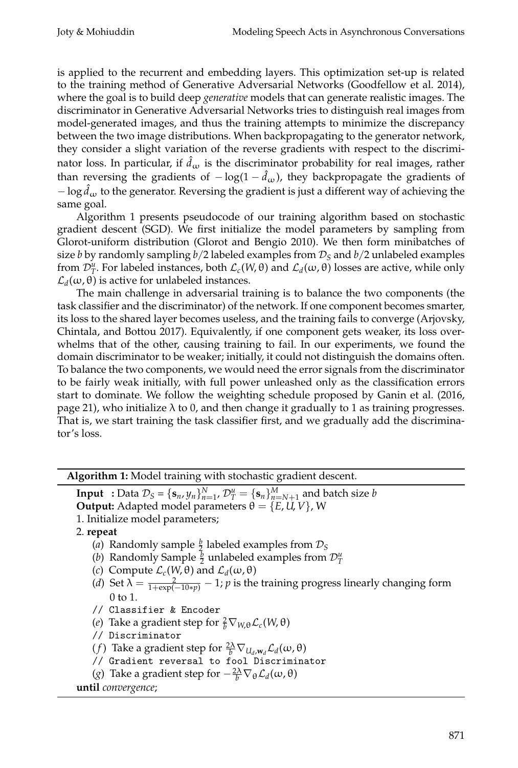is applied to the recurrent and embedding layers. This optimization set-up is related to the training method of Generative Adversarial Networks (Goodfellow et al. 2014), where the goal is to build deep *generative* models that can generate realistic images. The discriminator in Generative Adversarial Networks tries to distinguish real images from model-generated images, and thus the training attempts to minimize the discrepancy between the two image distributions. When backpropagating to the generator network, they consider a slight variation of the reverse gradients with respect to the discriminator loss. In particular, if $\hat{d}_\omega$ is the discriminator probability for real images, rather than reversing the gradients of $-\log(1 - \hat{d}_\omega)$, they backpropagate the gradients of $-\log \hat{d}_\omega$ to the generator. Reversing the gradient is just a different way of achieving the same goal.

Algorithm 1 presents pseudocode of our training algorithm based on stochastic gradient descent (SGD). We first initialize the model parameters by sampling from Glorot-uniform distribution (Glorot and Bengio 2010). We then form minibatches of size $b$ by randomly sampling $b/2$ labeled examples from $\mathcal{D}_S$ and $b/2$ unlabeled examples from $\mathcal{D}_T^u$. For labeled instances, both $\mathcal{L}_c(W, \theta)$ and $\mathcal{L}_d(\omega, \theta)$ losses are active, while only $\mathcal{L}_d(\omega, \theta)$ is active for unlabeled instances.

The main challenge in adversarial training is to balance the two components (the task classifier and the discriminator) of the network. If one component becomes smarter, its loss to the shared layer becomes useless, and the training fails to converge (Arjovsky, Chintala, and Bottou 2017). Equivalently, if one component gets weaker, its loss overwhelms that of the other, causing training to fail. In our experiments, we found the domain discriminator to be weaker; initially, it could not distinguish the domains often. To balance the two components, we would need the error signals from the discriminator to be fairly weak initially, with full power unleashed only as the classification errors start to dominate. We follow the weighting schedule proposed by Ganin et al. (2016, page 21), who initialize $\lambda$ to 0, and then change it gradually to 1 as training progresses. That is, we start training the task classifier first, and we gradually add the discriminator's loss.

---

**Algorithm 1:** Model training with stochastic gradient descent.

**Input** : Data $\mathcal{D}_S = \{\mathbf{s}_n, y_n\}_{n=1}^N$, $\mathcal{D}_T^u = \{\mathbf{s}_n\}_{n=N+1}^M$ and batch size $b$
**Output:** Adapted model parameters $\theta = \{E, U, V\}$, W

1. Initialize model parameters;
2. **repeat**
   - (*a*) Randomly sample $\frac{b}{2}$ labeled examples from $\mathcal{D}_S$
   - (*b*) Randomly Sample $\frac{b}{2}$ unlabeled examples from $\mathcal{D}_T^u$
   - (*c*) Compute $\mathcal{L}_c(W, \theta)$ and $\mathcal{L}_d(\omega, \theta)$
   - (*d*) Set $\lambda = \frac{2}{1+\exp(-10*p)} - 1$; $p$ is the training progress linearly changing form 0 to 1.
   - `// Classifier & Encoder`
   - (*e*) Take a gradient step for $\frac{2}{b}\nabla_{W,\theta}\mathcal{L}_c(W, \theta)$
   - `// Discriminator`
   - (*f*) Take a gradient step for $\frac{2\lambda}{b}\nabla_{U_d,\mathbf{w}_d}\mathcal{L}_d(\omega, \theta)$
   - `// Gradient reversal to fool Discriminator`
   - (*g*) Take a gradient step for $-\frac{2\lambda}{b}\nabla_{\theta}\mathcal{L}_d(\omega, \theta)$

**until** *convergence*;

---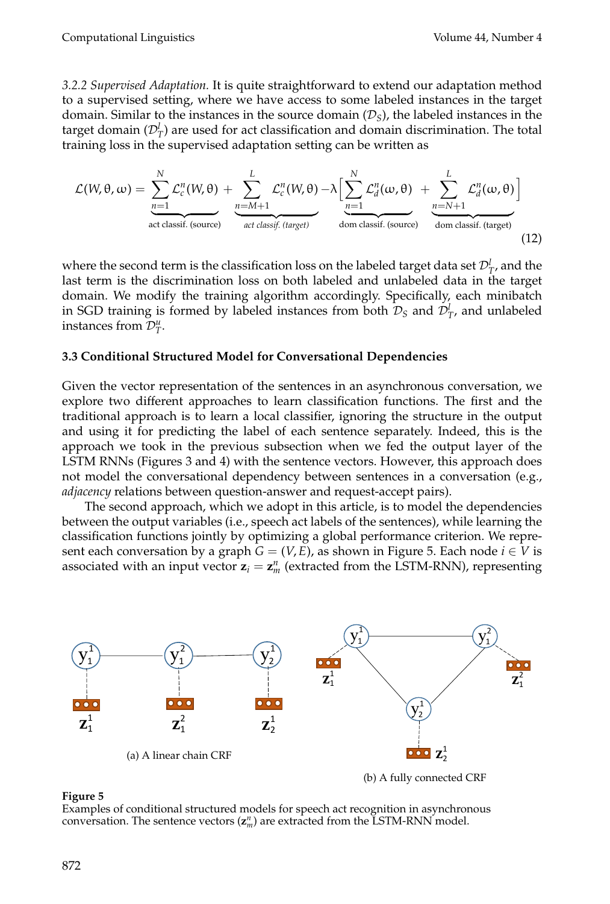*3.2.2 Supervised Adaptation.* It is quite straightforward to extend our adaptation method to a supervised setting, where we have access to some labeled instances in the target domain. Similar to the instances in the source domain ($\mathcal{D}_S$), the labeled instances in the target domain ($\mathcal{D}_T^l$) are used for act classification and domain discrimination. The total training loss in the supervised adaptation setting can be written as

$$\mathcal{L}(W, \theta, \omega) = \underbrace{\sum_{n=1}^{N} \mathcal{L}_c^n(W, \theta)}_{\text{act classif. (source)}} + \underbrace{\sum_{n=M+1}^{L} \mathcal{L}_c^n(W, \theta)}_{\textit{act classif. (target)}} - \lambda \Big[ \underbrace{\sum_{n=1}^{N} \mathcal{L}_d^n(\omega, \theta)}_{\text{dom classif. (source)}} + \underbrace{\sum_{n=N+1}^{L} \mathcal{L}_d^n(\omega, \theta)}_{\text{dom classif. (target)}} \Big] \tag{12}$$

where the second term is the classification loss on the labeled target data set $\mathcal{D}_T^l$, and the last term is the discrimination loss on both labeled and unlabeled data in the target domain. We modify the training algorithm accordingly. Specifically, each minibatch in SGD training is formed by labeled instances from both $\mathcal{D}_S$ and $\mathcal{D}_T^l$, and unlabeled instances from $\mathcal{D}_T^u$.

### 3.3 Conditional Structured Model for Conversational Dependencies

Given the vector representation of the sentences in an asynchronous conversation, we explore two different approaches to learn classification functions. The first and the traditional approach is to learn a local classifier, ignoring the structure in the output and using it for predicting the label of each sentence separately. Indeed, this is the approach we took in the previous subsection when we fed the output layer of the LSTM RNNs (Figures 3 and 4) with the sentence vectors. However, this approach does not model the conversational dependency between sentences in a conversation (e.g., *adjacency* relations between question-answer and request-accept pairs).

The second approach, which we adopt in this article, is to model the dependencies between the output variables (i.e., speech act labels of the sentences), while learning the classification functions jointly by optimizing a global performance criterion. We represent each conversation by a graph $G = (V, E)$, as shown in Figure 5. Each node $i \in V$ is associated with an input vector $\mathbf{z}_i = \mathbf{z}_m^n$ (extracted from the LSTM-RNN), representing

(a) A linear chain CRF

(b) A fully connected CRF

**Figure 5**
Examples of conditional structured models for speech act recognition in asynchronous conversation. The sentence vectors ($\mathbf{z}_m^n$) are extracted from the LSTM-RNN model.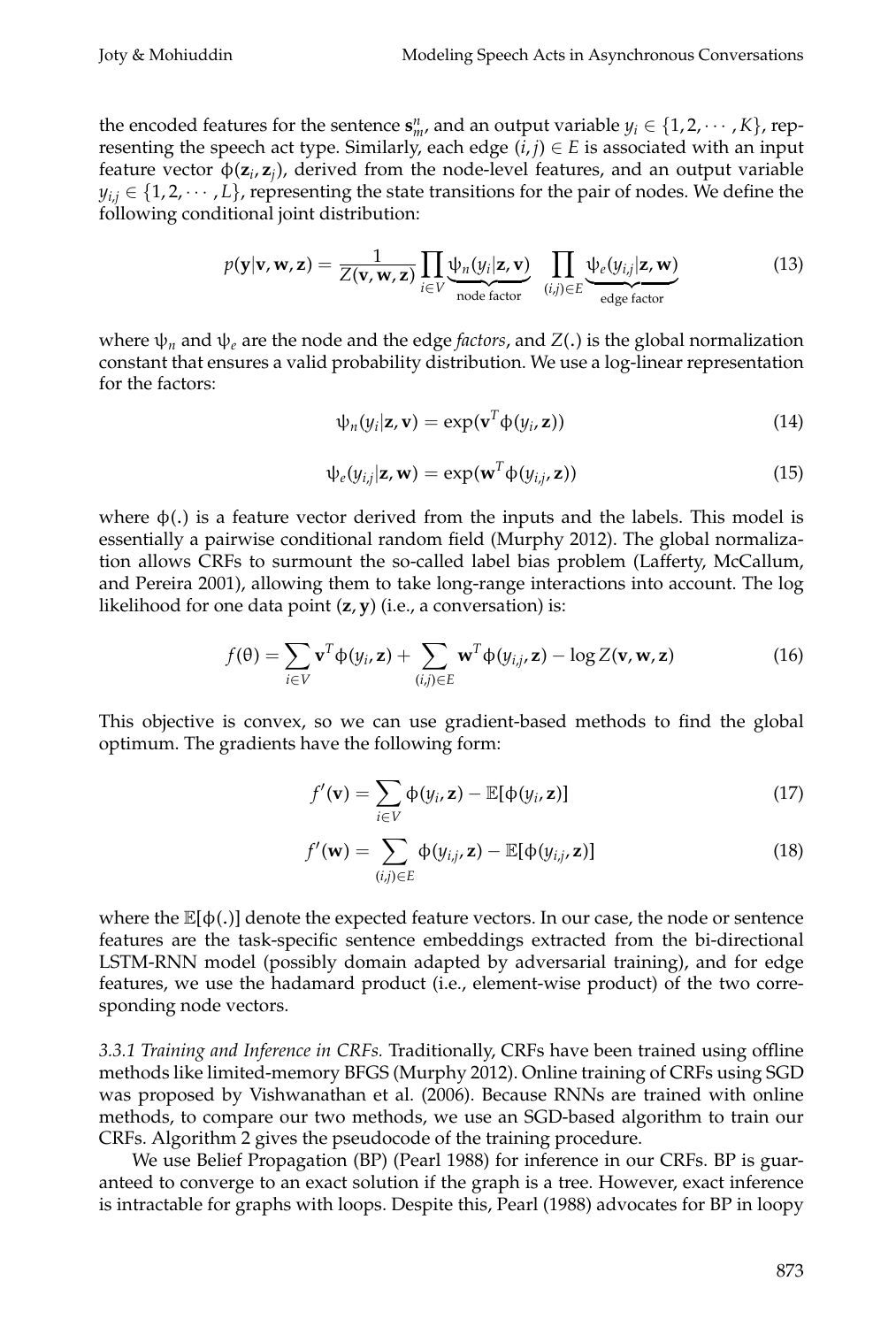the encoded features for the sentence $\mathbf{s}_m^n$, and an output variable $y_i \in \{1, 2, \cdots, K\}$, representing the speech act type. Similarly, each edge $(i, j) \in E$ is associated with an input feature vector $\phi(\mathbf{z}_i, \mathbf{z}_j)$, derived from the node-level features, and an output variable $y_{i,j} \in \{1, 2, \cdots, L\}$, representing the state transitions for the pair of nodes. We define the following conditional joint distribution:

$$p(\mathbf{y}|\mathbf{v}, \mathbf{w}, \mathbf{z}) = \frac{1}{Z(\mathbf{v}, \mathbf{w}, \mathbf{z})} \prod_{i \in V} \underbrace{\psi_n(y_i|\mathbf{z}, \mathbf{v})}_{\text{node factor}} \prod_{(i,j) \in E} \underbrace{\psi_e(y_{i,j}|\mathbf{z}, \mathbf{w})}_{\text{edge factor}} \tag{13}$$

where $\psi_n$ and $\psi_e$ are the node and the edge *factors*, and $Z(.)$ is the global normalization constant that ensures a valid probability distribution. We use a log-linear representation for the factors:

$$\psi_n(y_i|\mathbf{z}, \mathbf{v}) = \exp(\mathbf{v}^T \phi(y_i, \mathbf{z})) \tag{14}$$

$$\psi_e(y_{i,j}|\mathbf{z}, \mathbf{w}) = \exp(\mathbf{w}^T \phi(y_{i,j}, \mathbf{z})) \tag{15}$$

where $\phi(.)$ is a feature vector derived from the inputs and the labels. This model is essentially a pairwise conditional random field (Murphy 2012). The global normalization allows CRFs to surmount the so-called label bias problem (Lafferty, McCallum, and Pereira 2001), allowing them to take long-range interactions into account. The log likelihood for one data point $(\mathbf{z}, \mathbf{y})$ (i.e., a conversation) is:

$$f(\theta) = \sum_{i \in V} \mathbf{v}^T \phi(y_i, \mathbf{z}) + \sum_{(i,j) \in E} \mathbf{w}^T \phi(y_{i,j}, \mathbf{z}) - \log Z(\mathbf{v}, \mathbf{w}, \mathbf{z}) \tag{16}$$

This objective is convex, so we can use gradient-based methods to find the global optimum. The gradients have the following form:

$$f'(\mathbf{v}) = \sum_{i \in V} \phi(y_i, \mathbf{z}) - \mathbb{E}[\phi(y_i, \mathbf{z})] \tag{17}$$

$$f'(\mathbf{w}) = \sum_{(i,j) \in E} \phi(y_{i,j}, \mathbf{z}) - \mathbb{E}[\phi(y_{i,j}, \mathbf{z})] \tag{18}$$

where the $\mathbb{E}[\phi(.)]$ denote the expected feature vectors. In our case, the node or sentence features are the task-specific sentence embeddings extracted from the bi-directional LSTM-RNN model (possibly domain adapted by adversarial training), and for edge features, we use the hadamard product (i.e., element-wise product) of the two corresponding node vectors.

*3.3.1 Training and Inference in CRFs.* Traditionally, CRFs have been trained using offline methods like limited-memory BFGS (Murphy 2012). Online training of CRFs using SGD was proposed by Vishwanathan et al. (2006). Because RNNs are trained with online methods, to compare our two methods, we use an SGD-based algorithm to train our CRFs. Algorithm 2 gives the pseudocode of the training procedure.

We use Belief Propagation (BP) (Pearl 1988) for inference in our CRFs. BP is guaranteed to converge to an exact solution if the graph is a tree. However, exact inference is intractable for graphs with loops. Despite this, Pearl (1988) advocates for BP in loopy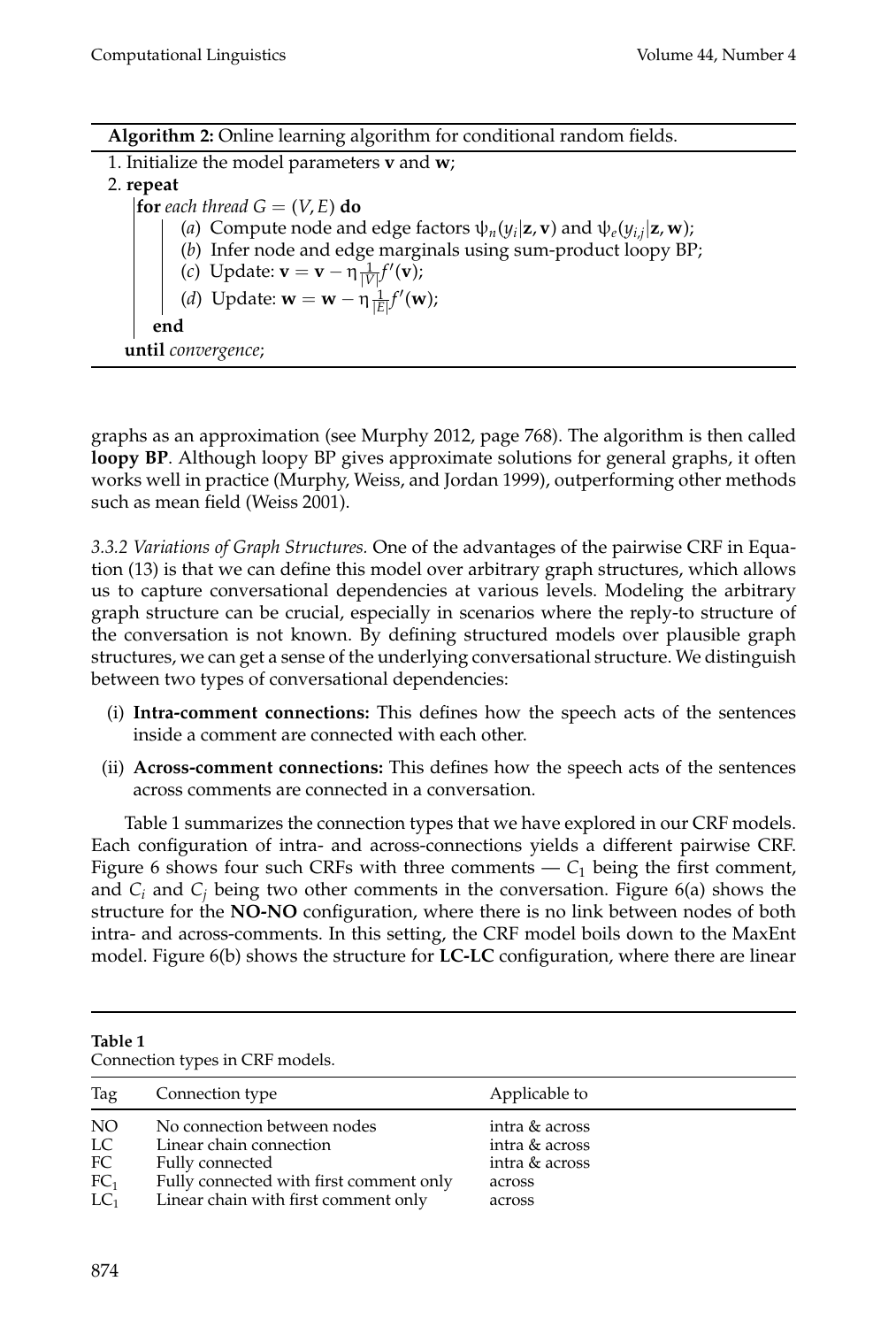**Algorithm 2:** Online learning algorithm for conditional random fields.

1. Initialize the model parameters $\mathbf{v}$ and $\mathbf{w}$;
2. **repeat**
   - **for** *each thread* $G = (V, E)$ **do**
     - (*a*) Compute node and edge factors $\psi_n(y_i|\mathbf{z}, \mathbf{v})$ and $\psi_e(y_{i,j}|\mathbf{z}, \mathbf{w})$;
     - (*b*) Infer node and edge marginals using sum-product loopy BP;
     - (*c*) Update: $\mathbf{v} = \mathbf{v} - \eta \frac{1}{|V|} f'(\mathbf{v})$;
     - (*d*) Update: $\mathbf{w} = \mathbf{w} - \eta \frac{1}{|E|} f'(\mathbf{w})$;
   - **end**

   **until** *convergence*;

graphs as an approximation (see Murphy 2012, page 768). The algorithm is then called **loopy BP**. Although loopy BP gives approximate solutions for general graphs, it often works well in practice (Murphy, Weiss, and Jordan 1999), outperforming other methods such as mean field (Weiss 2001).

*3.3.2 Variations of Graph Structures.* One of the advantages of the pairwise CRF in Equation (13) is that we can define this model over arbitrary graph structures, which allows us to capture conversational dependencies at various levels. Modeling the arbitrary graph structure can be crucial, especially in scenarios where the reply-to structure of the conversation is not known. By defining structured models over plausible graph structures, we can get a sense of the underlying conversational structure. We distinguish between two types of conversational dependencies:

(i) **Intra-comment connections:** This defines how the speech acts of the sentences inside a comment are connected with each other.

(ii) **Across-comment connections:** This defines how the speech acts of the sentences across comments are connected in a conversation.

Table 1 summarizes the connection types that we have explored in our CRF models. Each configuration of intra- and across-connections yields a different pairwise CRF. Figure 6 shows four such CRFs with three comments — $C_1$ being the first comment, and $C_i$ and $C_j$ being two other comments in the conversation. Figure 6(a) shows the structure for the **NO-NO** configuration, where there is no link between nodes of both intra- and across-comments. In this setting, the CRF model boils down to the MaxEnt model. Figure 6(b) shows the structure for **LC-LC** configuration, where there are linear

**Table 1**
Connection types in CRF models.

| Tag | Connection type | Applicable to |
|---|---|---|
| NO | No connection between nodes | intra & across |
| LC | Linear chain connection | intra & across |
| FC | Fully connected | intra & across |
| $FC_1$ | Fully connected with first comment only | across |
| $LC_1$ | Linear chain with first comment only | across |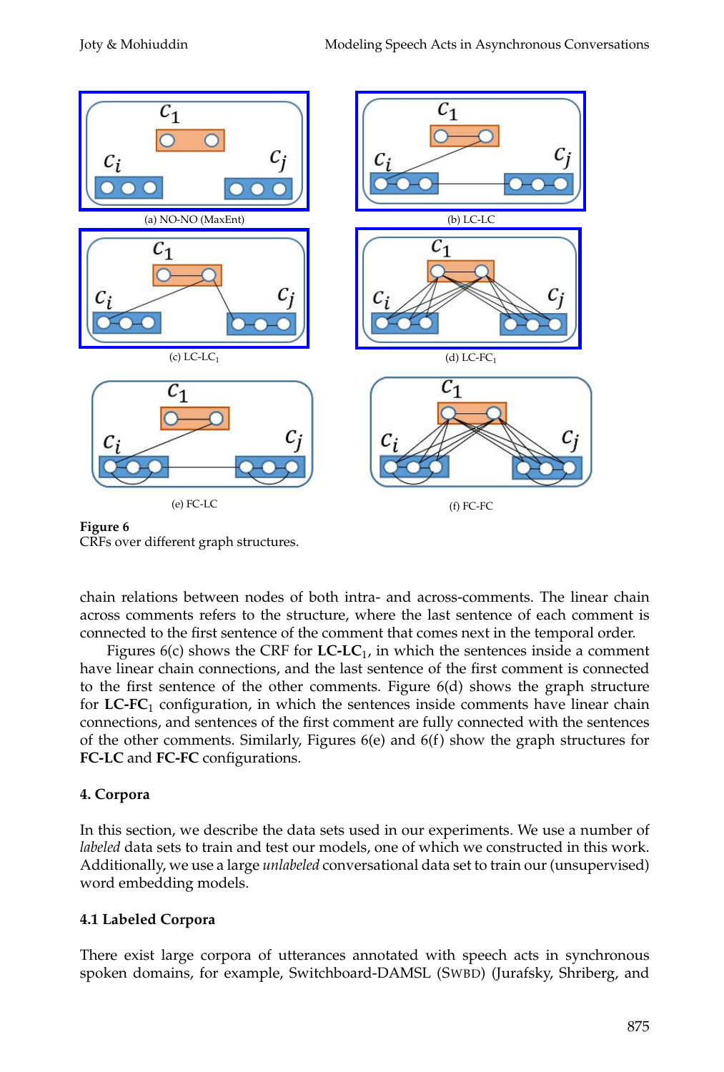(a) NO-NO (MaxEnt)

(b) LC-LC

(c) LC-LC$_1$

(d) LC-FC$_1$

(e) FC-LC

(f) FC-FC

**Figure 6**
CRFs over different graph structures.

chain relations between nodes of both intra- and across-comments. The linear chain across comments refers to the structure, where the last sentence of each comment is connected to the first sentence of the comment that comes next in the temporal order.

Figures 6(c) shows the CRF for **LC-LC**$_1$, in which the sentences inside a comment have linear chain connections, and the last sentence of the first comment is connected to the first sentence of the other comments. Figure 6(d) shows the graph structure for **LC-FC**$_1$ configuration, in which the sentences inside comments have linear chain connections, and sentences of the first comment are fully connected with the sentences of the other comments. Similarly, Figures 6(e) and 6(f) show the graph structures for **FC-LC** and **FC-FC** configurations.

## 4. Corpora

In this section, we describe the data sets used in our experiments. We use a number of *labeled* data sets to train and test our models, one of which we constructed in this work. Additionally, we use a large *unlabeled* conversational data set to train our (unsupervised) word embedding models.

### 4.1 Labeled Corpora

There exist large corpora of utterances annotated with speech acts in synchronous spoken domains, for example, Switchboard-DAMSL (SWBD) (Jurafsky, Shriberg, and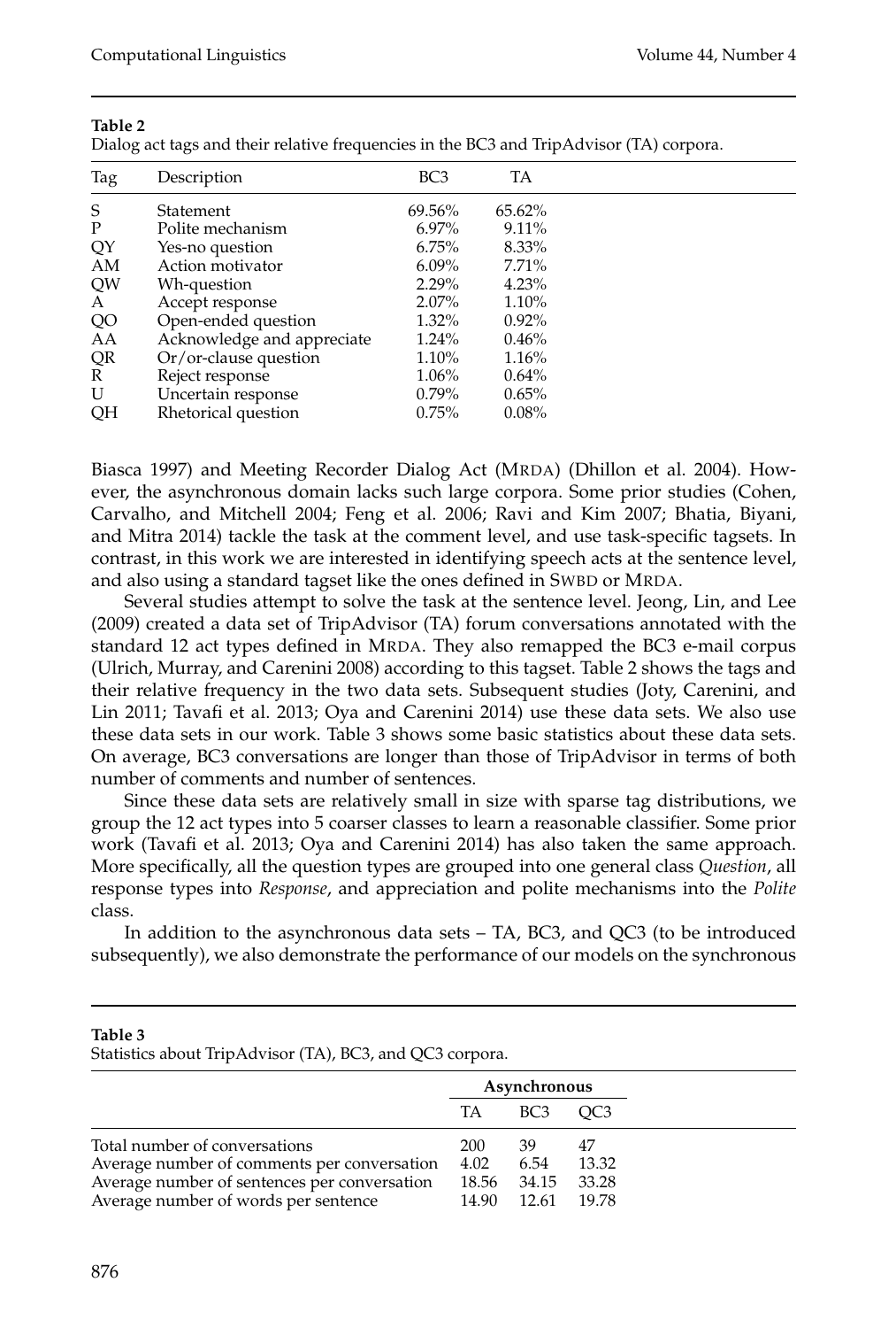**Table 2**
Dialog act tags and their relative frequencies in the BC3 and TripAdvisor (TA) corpora.

| Tag | Description | BC3 | TA |
|---|---|---|---|
| S | Statement | 69.56% | 65.62% |
| P | Polite mechanism | 6.97% | 9.11% |
| QY | Yes-no question | 6.75% | 8.33% |
| AM | Action motivator | 6.09% | 7.71% |
| QW | Wh-question | 2.29% | 4.23% |
| A | Accept response | 2.07% | 1.10% |
| QO | Open-ended question | 1.32% | 0.92% |
| AA | Acknowledge and appreciate | 1.24% | 0.46% |
| QR | Or/or-clause question | 1.10% | 1.16% |
| R | Reject response | 1.06% | 0.64% |
| U | Uncertain response | 0.79% | 0.65% |
| QH | Rhetorical question | 0.75% | 0.08% |

Biasca 1997) and Meeting Recorder Dialog Act (MRDA) (Dhillon et al. 2004). However, the asynchronous domain lacks such large corpora. Some prior studies (Cohen, Carvalho, and Mitchell 2004; Feng et al. 2006; Ravi and Kim 2007; Bhatia, Biyani, and Mitra 2014) tackle the task at the comment level, and use task-specific tagsets. In contrast, in this work we are interested in identifying speech acts at the sentence level, and also using a standard tagset like the ones defined in SWBD or MRDA.

Several studies attempt to solve the task at the sentence level. Jeong, Lin, and Lee (2009) created a data set of TripAdvisor (TA) forum conversations annotated with the standard 12 act types defined in MRDA. They also remapped the BC3 e-mail corpus (Ulrich, Murray, and Carenini 2008) according to this tagset. Table 2 shows the tags and their relative frequency in the two data sets. Subsequent studies (Joty, Carenini, and Lin 2011; Tavafi et al. 2013; Oya and Carenini 2014) use these data sets. We also use these data sets in our work. Table 3 shows some basic statistics about these data sets. On average, BC3 conversations are longer than those of TripAdvisor in terms of both number of comments and number of sentences.

Since these data sets are relatively small in size with sparse tag distributions, we group the 12 act types into 5 coarser classes to learn a reasonable classifier. Some prior work (Tavafi et al. 2013; Oya and Carenini 2014) has also taken the same approach. More specifically, all the question types are grouped into one general class *Question*, all response types into *Response*, and appreciation and polite mechanisms into the *Polite* class.

In addition to the asynchronous data sets – TA, BC3, and QC3 (to be introduced subsequently), we also demonstrate the performance of our models on the synchronous

**Table 3**
Statistics about TripAdvisor (TA), BC3, and QC3 corpora.

| | **Asynchronous** | | |
|---|---|---|---|
| | TA | BC3 | QC3 |
| Total number of conversations | 200 | 39 | 47 |
| Average number of comments per conversation | 4.02 | 6.54 | 13.32 |
| Average number of sentences per conversation | 18.56 | 34.15 | 33.28 |
| Average number of words per sentence | 14.90 | 12.61 | 19.78 |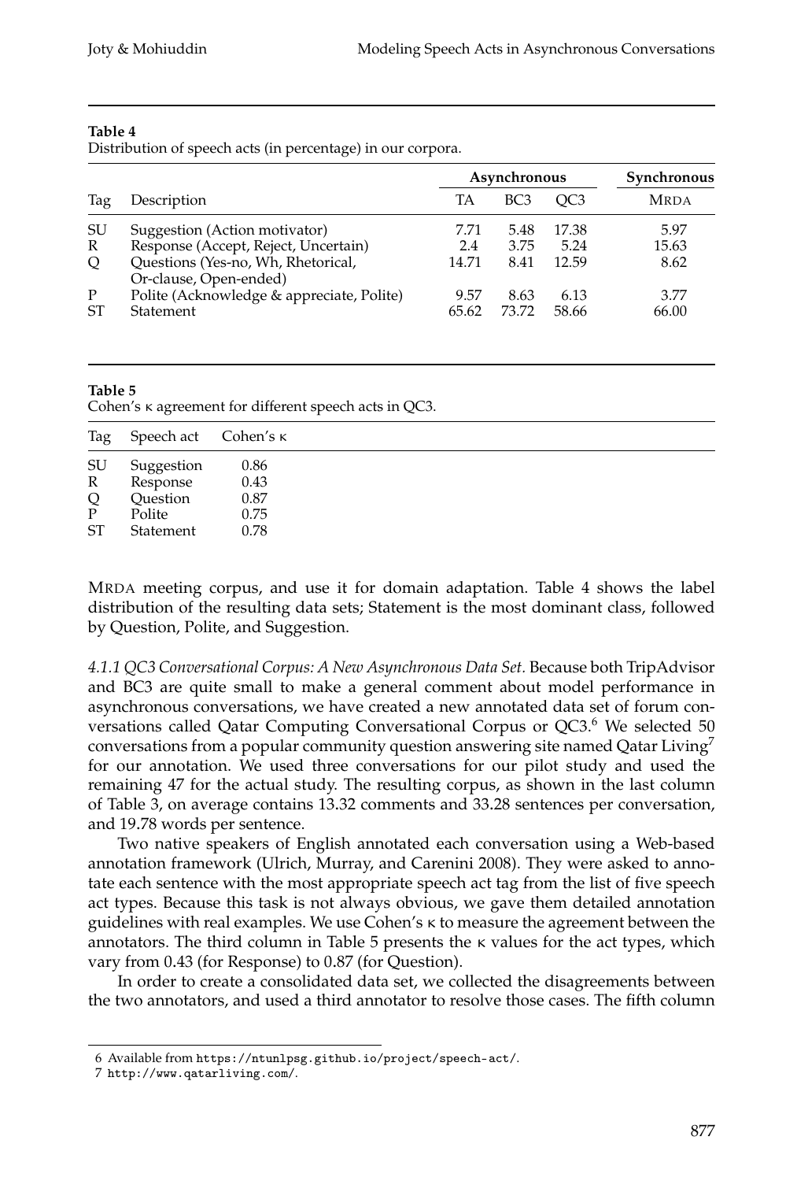**Table 4**
Distribution of speech acts (in percentage) in our corpora.

| Tag | Description | Asynchronous | | | Synchronous |
|---|---|---|---|---|---|
| | | TA | BC3 | QC3 | MRDA |
| SU | Suggestion (Action motivator) | 7.71 | 5.48 | 17.38 | 5.97 |
| R | Response (Accept, Reject, Uncertain) | 2.4 | 3.75 | 5.24 | 15.63 |
| Q | Questions (Yes-no, Wh, Rhetorical, Or-clause, Open-ended) | 14.71 | 8.41 | 12.59 | 8.62 |
| P | Polite (Acknowledge & appreciate, Polite) | 9.57 | 8.63 | 6.13 | 3.77 |
| ST | Statement | 65.62 | 73.72 | 58.66 | 66.00 |

**Table 5**
Cohen's κ agreement for different speech acts in QC3.

| Tag | Speech act | Cohen's κ |
|---|---|---|
| SU | Suggestion | 0.86 |
| R | Response | 0.43 |
| Q | Question | 0.87 |
| P | Polite | 0.75 |
| ST | Statement | 0.78 |

MRDA meeting corpus, and use it for domain adaptation. Table 4 shows the label distribution of the resulting data sets; Statement is the most dominant class, followed by Question, Polite, and Suggestion.

*4.1.1 QC3 Conversational Corpus: A New Asynchronous Data Set.* Because both TripAdvisor and BC3 are quite small to make a general comment about model performance in asynchronous conversations, we have created a new annotated data set of forum conversations called Qatar Computing Conversational Corpus or QC3.[6] We selected 50 conversations from a popular community question answering site named Qatar Living[7] for our annotation. We used three conversations for our pilot study and used the remaining 47 for the actual study. The resulting corpus, as shown in the last column of Table 3, on average contains 13.32 comments and 33.28 sentences per conversation, and 19.78 words per sentence.

Two native speakers of English annotated each conversation using a Web-based annotation framework (Ulrich, Murray, and Carenini 2008). They were asked to annotate each sentence with the most appropriate speech act tag from the list of five speech act types. Because this task is not always obvious, we gave them detailed annotation guidelines with real examples. We use Cohen's κ to measure the agreement between the annotators. The third column in Table 5 presents the κ values for the act types, which vary from 0.43 (for Response) to 0.87 (for Question).

In order to create a consolidated data set, we collected the disagreements between the two annotators, and used a third annotator to resolve those cases. The fifth column

6 Available from https://ntunlpsg.github.io/project/speech-act/.

7 http://www.qatarliving.com/.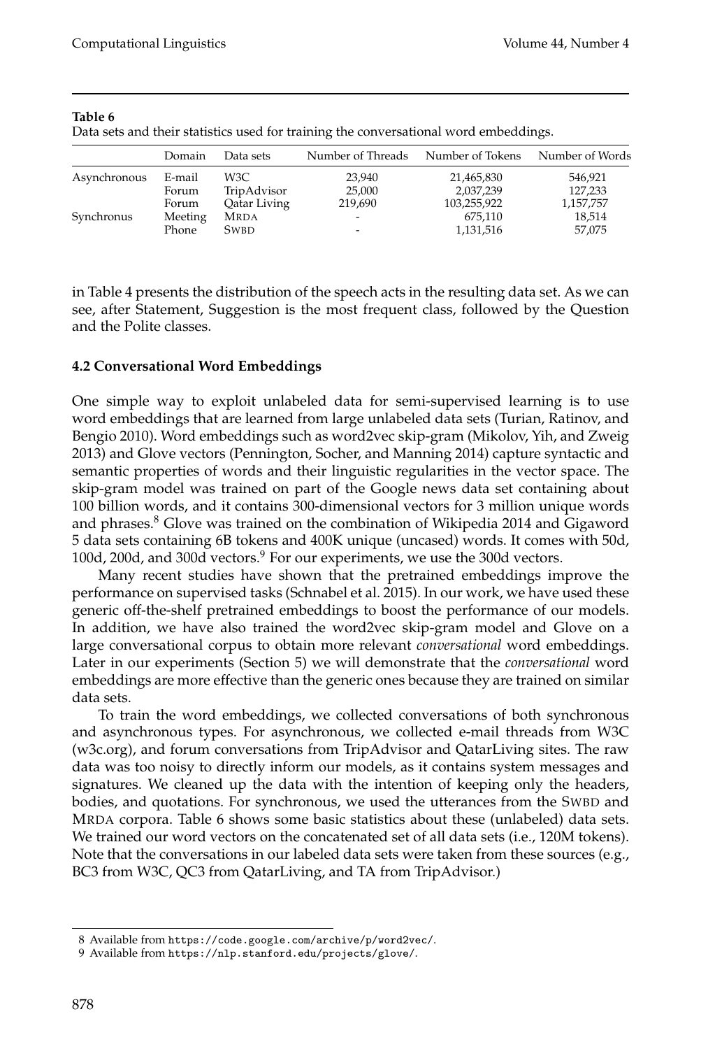**Table 6**
Data sets and their statistics used for training the conversational word embeddings.

| | Domain | Data sets | Number of Threads | Number of Tokens | Number of Words |
|---|---|---|---|---|---|
| Asynchronous | E-mail | W3C | 23,940 | 21,465,830 | 546,921 |
| | Forum | TripAdvisor | 25,000 | 2,037,239 | 127,233 |
| | Forum | Qatar Living | 219,690 | 103,255,922 | 1,157,757 |
| Synchronus | Meeting | MRDA | - | 675,110 | 18,514 |
| | Phone | SWBD | - | 1,131,516 | 57,075 |

in Table 4 presents the distribution of the speech acts in the resulting data set. As we can see, after Statement, Suggestion is the most frequent class, followed by the Question and the Polite classes.

### 4.2 Conversational Word Embeddings

One simple way to exploit unlabeled data for semi-supervised learning is to use word embeddings that are learned from large unlabeled data sets (Turian, Ratinov, and Bengio 2010). Word embeddings such as word2vec skip-gram (Mikolov, Yih, and Zweig 2013) and Glove vectors (Pennington, Socher, and Manning 2014) capture syntactic and semantic properties of words and their linguistic regularities in the vector space. The skip-gram model was trained on part of the Google news data set containing about 100 billion words, and it contains 300-dimensional vectors for 3 million unique words and phrases.[8] Glove was trained on the combination of Wikipedia 2014 and Gigaword 5 data sets containing 6B tokens and 400K unique (uncased) words. It comes with 50d, 100d, 200d, and 300d vectors.[9] For our experiments, we use the 300d vectors.

Many recent studies have shown that the pretrained embeddings improve the performance on supervised tasks (Schnabel et al. 2015). In our work, we have used these generic off-the-shelf pretrained embeddings to boost the performance of our models. In addition, we have also trained the word2vec skip-gram model and Glove on a large conversational corpus to obtain more relevant *conversational* word embeddings. Later in our experiments (Section 5) we will demonstrate that the *conversational* word embeddings are more effective than the generic ones because they are trained on similar data sets.

To train the word embeddings, we collected conversations of both synchronous and asynchronous types. For asynchronous, we collected e-mail threads from W3C (w3c.org), and forum conversations from TripAdvisor and QatarLiving sites. The raw data was too noisy to directly inform our models, as it contains system messages and signatures. We cleaned up the data with the intention of keeping only the headers, bodies, and quotations. For synchronous, we used the utterances from the SWBD and MRDA corpora. Table 6 shows some basic statistics about these (unlabeled) data sets. We trained our word vectors on the concatenated set of all data sets (i.e., 120M tokens). Note that the conversations in our labeled data sets were taken from these sources (e.g., BC3 from W3C, QC3 from QatarLiving, and TA from TripAdvisor.)

8 Available from https://code.google.com/archive/p/word2vec/.

9 Available from https://nlp.stanford.edu/projects/glove/.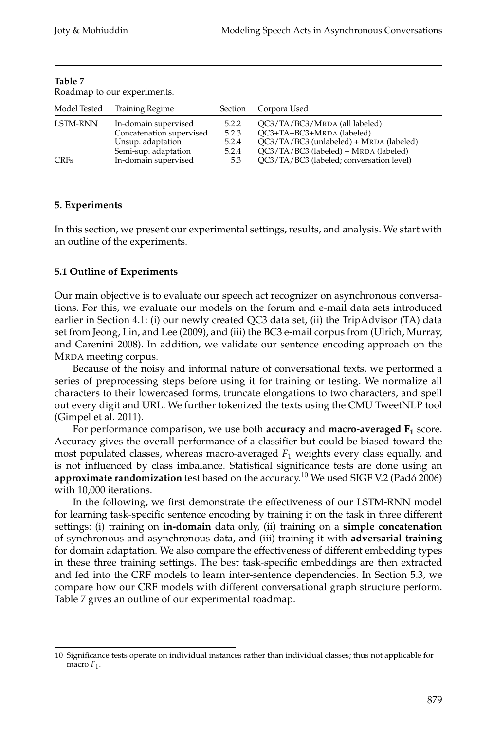**Table 7**
Roadmap to our experiments.

| Model Tested | Training Regime | Section | Corpora Used |
|---|---|---|---|
| LSTM-RNN | In-domain supervised | 5.2.2 | QC3/TA/BC3/MRDA (all labeled) |
| | Concatenation supervised | 5.2.3 | QC3+TA+BC3+MRDA (labeled) |
| | Unsup. adaptation | 5.2.4 | QC3/TA/BC3 (unlabeled) + MRDA (labeled) |
| | Semi-sup. adaptation | 5.2.4 | QC3/TA/BC3 (labeled) + MRDA (labeled) |
| CRFs | In-domain supervised | 5.3 | QC3/TA/BC3 (labeled; conversation level) |

## 5. Experiments

In this section, we present our experimental settings, results, and analysis. We start with an outline of the experiments.

### 5.1 Outline of Experiments

Our main objective is to evaluate our speech act recognizer on asynchronous conversations. For this, we evaluate our models on the forum and e-mail data sets introduced earlier in Section 4.1: (i) our newly created QC3 data set, (ii) the TripAdvisor (TA) data set from Jeong, Lin, and Lee (2009), and (iii) the BC3 e-mail corpus from (Ulrich, Murray, and Carenini 2008). In addition, we validate our sentence encoding approach on the MRDA meeting corpus.

Because of the noisy and informal nature of conversational texts, we performed a series of preprocessing steps before using it for training or testing. We normalize all characters to their lowercased forms, truncate elongations to two characters, and spell out every digit and URL. We further tokenized the texts using the CMU TweetNLP tool (Gimpel et al. 2011).

For performance comparison, we use both **accuracy** and **macro-averaged $F_1$** score. Accuracy gives the overall performance of a classifier but could be biased toward the most populated classes, whereas macro-averaged $F_1$ weights every class equally, and is not influenced by class imbalance. Statistical significance tests are done using an **approximate randomization** test based on the accuracy.[10] We used SIGF V.2 (Padó 2006) with 10,000 iterations.

In the following, we first demonstrate the effectiveness of our LSTM-RNN model for learning task-specific sentence encoding by training it on the task in three different settings: (i) training on **in-domain** data only, (ii) training on a **simple concatenation** of synchronous and asynchronous data, and (iii) training it with **adversarial training** for domain adaptation. We also compare the effectiveness of different embedding types in these three training settings. The best task-specific embeddings are then extracted and fed into the CRF models to learn inter-sentence dependencies. In Section 5.3, we compare how our CRF models with different conversational graph structure perform. Table 7 gives an outline of our experimental roadmap.

---

10 Significance tests operate on individual instances rather than individual classes; thus not applicable for macro $F_1$.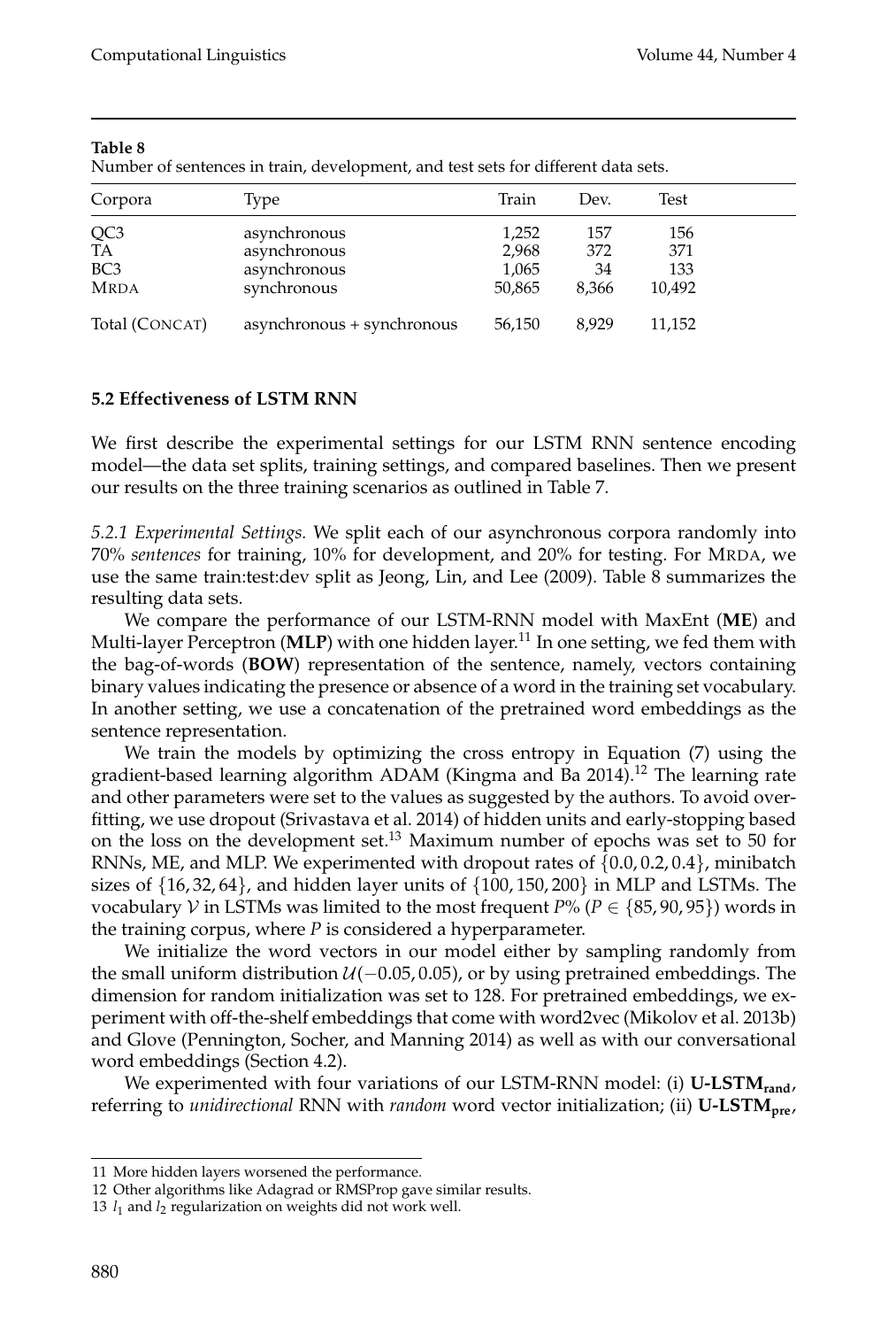**Table 8**
Number of sentences in train, development, and test sets for different data sets.

| Corpora | Type | Train | Dev. | Test |
|---|---|---|---|---|
| QC3 | asynchronous | 1,252 | 157 | 156 |
| TA | asynchronous | 2,968 | 372 | 371 |
| BC3 | asynchronous | 1,065 | 34 | 133 |
| MRDA | synchronous | 50,865 | 8,366 | 10,492 |
| Total (CONCAT) | asynchronous + synchronous | 56,150 | 8,929 | 11,152 |

### 5.2 Effectiveness of LSTM RNN

We first describe the experimental settings for our LSTM RNN sentence encoding model—the data set splits, training settings, and compared baselines. Then we present our results on the three training scenarios as outlined in Table 7.

*5.2.1 Experimental Settings.* We split each of our asynchronous corpora randomly into 70% *sentences* for training, 10% for development, and 20% for testing. For MRDA, we use the same train:test:dev split as Jeong, Lin, and Lee (2009). Table 8 summarizes the resulting data sets.

We compare the performance of our LSTM-RNN model with MaxEnt (**ME**) and Multi-layer Perceptron (**MLP**) with one hidden layer.[11] In one setting, we fed them with the bag-of-words (**BOW**) representation of the sentence, namely, vectors containing binary values indicating the presence or absence of a word in the training set vocabulary. In another setting, we use a concatenation of the pretrained word embeddings as the sentence representation.

We train the models by optimizing the cross entropy in Equation (7) using the gradient-based learning algorithm ADAM (Kingma and Ba 2014).[12] The learning rate and other parameters were set to the values as suggested by the authors. To avoid overfitting, we use dropout (Srivastava et al. 2014) of hidden units and early-stopping based on the loss on the development set.[13] Maximum number of epochs was set to 50 for RNNs, ME, and MLP. We experimented with dropout rates of $\{0.0, 0.2, 0.4\}$, minibatch sizes of $\{16, 32, 64\}$, and hidden layer units of $\{100, 150, 200\}$ in MLP and LSTMs. The vocabulary $\mathcal{V}$ in LSTMs was limited to the most frequent $P$% ($P \in \{85, 90, 95\}$) words in the training corpus, where $P$ is considered a hyperparameter.

We initialize the word vectors in our model either by sampling randomly from the small uniform distribution $\mathcal{U}(-0.05, 0.05)$, or by using pretrained embeddings. The dimension for random initialization was set to 128. For pretrained embeddings, we experiment with off-the-shelf embeddings that come with word2vec (Mikolov et al. 2013b) and Glove (Pennington, Socher, and Manning 2014) as well as with our conversational word embeddings (Section 4.2).

We experimented with four variations of our LSTM-RNN model: (i) $\mathbf{U\text{-}LSTM_{rand}}$, referring to *unidirectional* RNN with *random* word vector initialization; (ii) $\mathbf{U\text{-}LSTM_{pre}}$,

---

11 More hidden layers worsened the performance.

12 Other algorithms like Adagrad or RMSProp gave similar results.

13 $l_1$ and $l_2$ regularization on weights did not work well.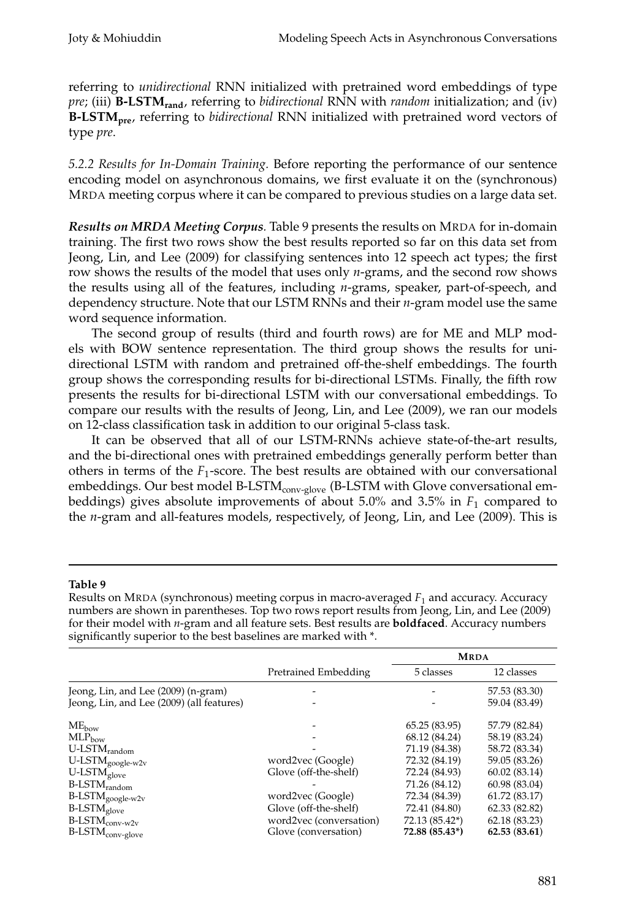referring to *unidirectional* RNN initialized with pretrained word embeddings of type *pre*; (iii) **B-LSTM$_{\text{rand}}$**, referring to *bidirectional* RNN with *random* initialization; and (iv) **B-LSTM$_{\text{pre}}$**, referring to *bidirectional* RNN initialized with pretrained word vectors of type *pre*.

*5.2.2 Results for In-Domain Training.* Before reporting the performance of our sentence encoding model on asynchronous domains, we first evaluate it on the (synchronous) MRDA meeting corpus where it can be compared to previous studies on a large data set.

***Results on MRDA Meeting Corpus.*** Table 9 presents the results on MRDA for in-domain training. The first two rows show the best results reported so far on this data set from Jeong, Lin, and Lee (2009) for classifying sentences into 12 speech act types; the first row shows the results of the model that uses only *n*-grams, and the second row shows the results using all of the features, including *n*-grams, speaker, part-of-speech, and dependency structure. Note that our LSTM RNNs and their *n*-gram model use the same word sequence information.

The second group of results (third and fourth rows) are for ME and MLP models with BOW sentence representation. The third group shows the results for unidirectional LSTM with random and pretrained off-the-shelf embeddings. The fourth group shows the corresponding results for bi-directional LSTMs. Finally, the fifth row presents the results for bi-directional LSTM with our conversational embeddings. To compare our results with the results of Jeong, Lin, and Lee (2009), we ran our models on 12-class classification task in addition to our original 5-class task.

It can be observed that all of our LSTM-RNNs achieve state-of-the-art results, and the bi-directional ones with pretrained embeddings generally perform better than others in terms of the $F_1$-score. The best results are obtained with our conversational embeddings. Our best model B-LSTM$_{\text{conv-glove}}$ (B-LSTM with Glove conversational embeddings) gives absolute improvements of about 5.0% and 3.5% in $F_1$ compared to the *n*-gram and all-features models, respectively, of Jeong, Lin, and Lee (2009). This is

**Table 9**

Results on MRDA (synchronous) meeting corpus in macro-averaged $F_1$ and accuracy. Accuracy numbers are shown in parentheses. Top two rows report results from Jeong, Lin, and Lee (2009) for their model with *n*-gram and all feature sets. Best results are **boldfaced**. Accuracy numbers significantly superior to the best baselines are marked with *.

| | Pretrained Embedding | MRDA | |
|---|---|---|---|
| | | 5 classes | 12 classes |
| Jeong, Lin, and Lee (2009) (n-gram) | - | - | 57.53 (83.30) |
| Jeong, Lin, and Lee (2009) (all features) | - | - | 59.04 (83.49) |
| ME$_{\text{bow}}$ | - | 65.25 (83.95) | 57.79 (82.84) |
| MLP$_{\text{bow}}$ | - | 68.12 (84.24) | 58.19 (83.24) |
| U-LSTM$_{\text{random}}$ | - | 71.19 (84.38) | 58.72 (83.34) |
| U-LSTM$_{\text{google-w2v}}$ | word2vec (Google) | 72.32 (84.19) | 59.05 (83.26) |
| U-LSTM$_{\text{glove}}$ | Glove (off-the-shelf) | 72.24 (84.93) | 60.02 (83.14) |
| B-LSTM$_{\text{random}}$ | - | 71.26 (84.12) | 60.98 (83.04) |
| B-LSTM$_{\text{google-w2v}}$ | word2vec (Google) | 72.34 (84.39) | 61.72 (83.17) |
| B-LSTM$_{\text{glove}}$ | Glove (off-the-shelf) | 72.41 (84.80) | 62.33 (82.82) |
| B-LSTM$_{\text{conv-w2v}}$ | word2vec (conversation) | 72.13 (85.42*) | 62.18 (83.23) |
| B-LSTM$_{\text{conv-glove}}$ | Glove (conversation) | **72.88 (85.43*)** | **62.53** (**83.61**) |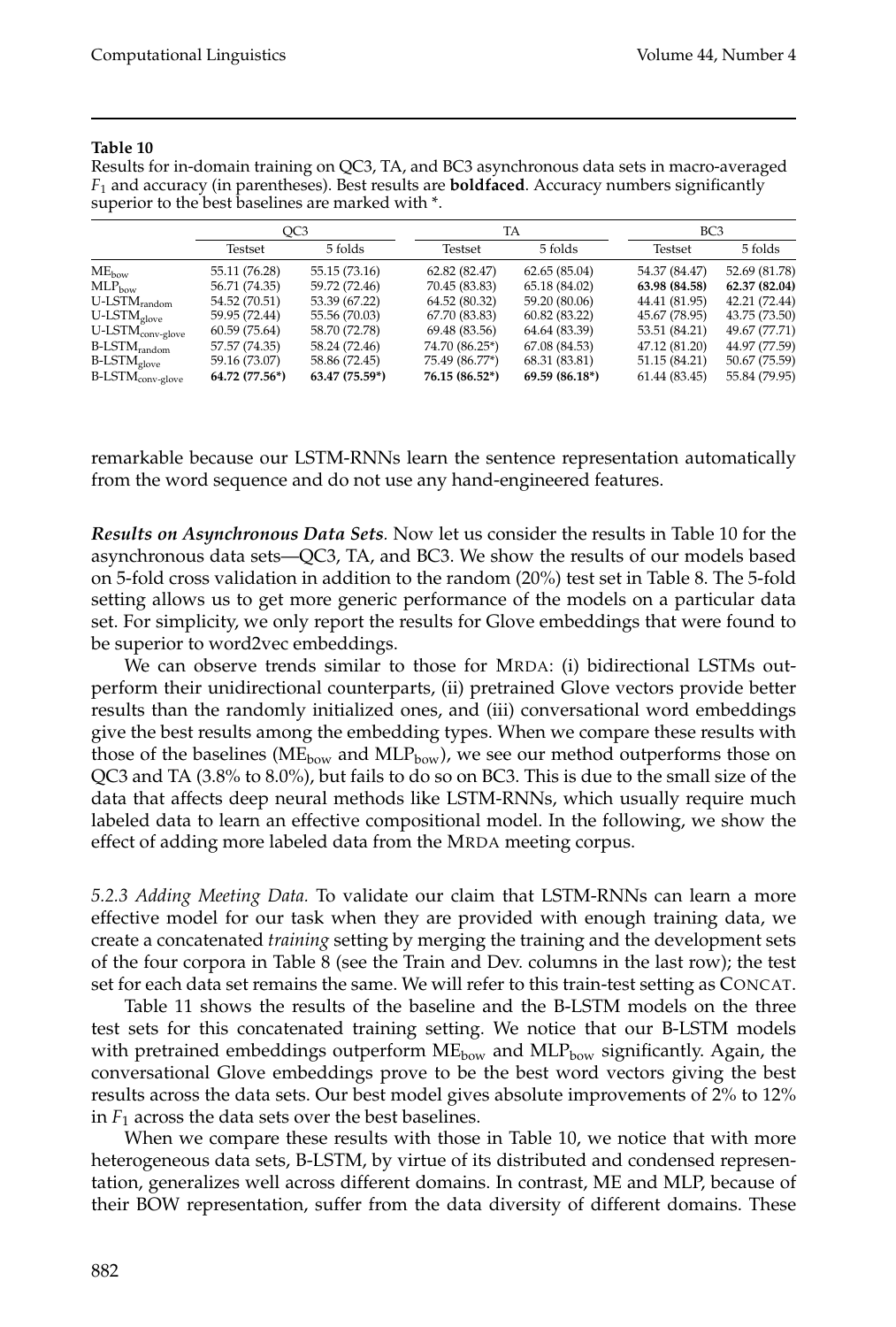**Table 10**

Results for in-domain training on QC3, TA, and BC3 asynchronous data sets in macro-averaged $F_1$ and accuracy (in parentheses). Best results are **boldfaced**. Accuracy numbers significantly superior to the best baselines are marked with *.

| | QC3 | | TA | | BC3 | |
|---|---|---|---|---|---|---|
| | Testset | 5 folds | Testset | 5 folds | Testset | 5 folds |
| $\text{ME}_{\text{bow}}$ | 55.11 (76.28) | 55.15 (73.16) | 62.82 (82.47) | 62.65 (85.04) | 54.37 (84.47) | 52.69 (81.78) |
| $\text{MLP}_{\text{bow}}$ | 56.71 (74.35) | 59.72 (72.46) | 70.45 (83.83) | 65.18 (84.02) | **63.98 (84.58)** | **62.37 (82.04)** |
| $\text{U-LSTM}_{\text{random}}$ | 54.52 (70.51) | 53.39 (67.22) | 64.52 (80.32) | 59.20 (80.06) | 44.41 (81.95) | 42.21 (72.44) |
| $\text{U-LSTM}_{\text{glove}}$ | 59.95 (72.44) | 55.56 (70.03) | 67.70 (83.83) | 60.82 (83.22) | 45.67 (78.95) | 43.75 (73.50) |
| $\text{U-LSTM}_{\text{conv-glove}}$ | 60.59 (75.64) | 58.70 (72.78) | 69.48 (83.56) | 64.64 (83.39) | 53.51 (84.21) | 49.67 (77.71) |
| $\text{B-LSTM}_{\text{random}}$ | 57.57 (74.35) | 58.24 (72.46) | 74.70 (86.25*) | 67.08 (84.53) | 47.12 (81.20) | 44.97 (77.59) |
| $\text{B-LSTM}_{\text{glove}}$ | 59.16 (73.07) | 58.86 (72.45) | 75.49 (86.77*) | 68.31 (83.81) | 51.15 (84.21) | 50.67 (75.59) |
| $\text{B-LSTM}_{\text{conv-glove}}$ | **64.72 (77.56*)** | **63.47 (75.59*)** | **76.15 (86.52*)** | **69.59 (86.18*)** | 61.44 (83.45) | 55.84 (79.95) |

remarkable because our LSTM-RNNs learn the sentence representation automatically from the word sequence and do not use any hand-engineered features.

***Results on Asynchronous Data Sets*.** Now let us consider the results in Table 10 for the asynchronous data sets—QC3, TA, and BC3. We show the results of our models based on 5-fold cross validation in addition to the random (20%) test set in Table 8. The 5-fold setting allows us to get more generic performance of the models on a particular data set. For simplicity, we only report the results for Glove embeddings that were found to be superior to word2vec embeddings.

We can observe trends similar to those for MRDA: (i) bidirectional LSTMs outperform their unidirectional counterparts, (ii) pretrained Glove vectors provide better results than the randomly initialized ones, and (iii) conversational word embeddings give the best results among the embedding types. When we compare these results with those of the baselines ($\text{ME}_{\text{bow}}$ and $\text{MLP}_{\text{bow}}$), we see our method outperforms those on QC3 and TA (3.8% to 8.0%), but fails to do so on BC3. This is due to the small size of the data that affects deep neural methods like LSTM-RNNs, which usually require much labeled data to learn an effective compositional model. In the following, we show the effect of adding more labeled data from the MRDA meeting corpus.

*5.2.3 Adding Meeting Data.* To validate our claim that LSTM-RNNs can learn a more effective model for our task when they are provided with enough training data, we create a concatenated *training* setting by merging the training and the development sets of the four corpora in Table 8 (see the Train and Dev. columns in the last row); the test set for each data set remains the same. We will refer to this train-test setting as CONCAT.

Table 11 shows the results of the baseline and the B-LSTM models on the three test sets for this concatenated training setting. We notice that our B-LSTM models with pretrained embeddings outperform $\text{ME}_{\text{bow}}$ and $\text{MLP}_{\text{bow}}$ significantly. Again, the conversational Glove embeddings prove to be the best word vectors giving the best results across the data sets. Our best model gives absolute improvements of 2% to 12% in $F_1$ across the data sets over the best baselines.

When we compare these results with those in Table 10, we notice that with more heterogeneous data sets, B-LSTM, by virtue of its distributed and condensed representation, generalizes well across different domains. In contrast, ME and MLP, because of their BOW representation, suffer from the data diversity of different domains. These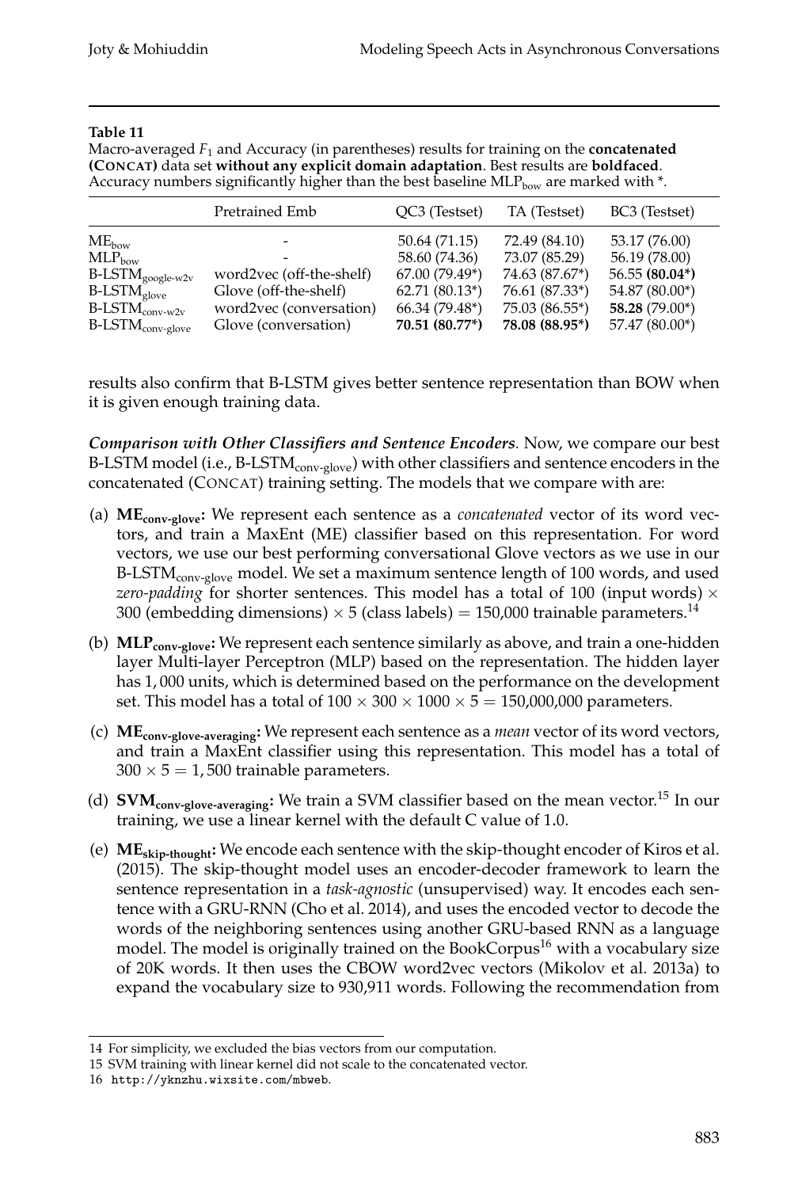**Table 11**
Macro-averaged $F_1$ and Accuracy (in parentheses) results for training on the **concatenated (CONCAT)** data set **without any explicit domain adaptation**. Best results are **boldfaced**. Accuracy numbers significantly higher than the best baseline $\text{MLP}_{\text{bow}}$ are marked with *.

| | Pretrained Emb | QC3 (Testset) | TA (Testset) | BC3 (Testset) |
|---|---|---|---|---|
| $\text{ME}_{\text{bow}}$ | - | 50.64 (71.15) | 72.49 (84.10) | 53.17 (76.00) |
| $\text{MLP}_{\text{bow}}$ | - | 58.60 (74.36) | 73.07 (85.29) | 56.19 (78.00) |
| $\text{B-LSTM}_{\text{google-w2v}}$ | word2vec (off-the-shelf) | 67.00 (79.49*) | 74.63 (87.67*) | 56.55 **(80.04*)** |
| $\text{B-LSTM}_{\text{glove}}$ | Glove (off-the-shelf) | 62.71 (80.13*) | 76.61 (87.33*) | 54.87 (80.00*) |
| $\text{B-LSTM}_{\text{conv-w2v}}$ | word2vec (conversation) | 66.34 (79.48*) | 75.03 (86.55*) | **58.28** (79.00*) |
| $\text{B-LSTM}_{\text{conv-glove}}$ | Glove (conversation) | **70.51 (80.77*)** | **78.08 (88.95*)** | 57.47 (80.00*) |

results also confirm that B-LSTM gives better sentence representation than BOW when it is given enough training data.

***Comparison with Other Classifiers and Sentence Encoders.*** Now, we compare our best B-LSTM model (i.e., $\text{B-LSTM}_{\text{conv-glove}}$) with other classifiers and sentence encoders in the concatenated (CONCAT) training setting. The models that we compare with are:

(a) $\textbf{ME}_{\textbf{conv-glove}}$**:** We represent each sentence as a *concatenated* vector of its word vectors, and train a MaxEnt (ME) classifier based on this representation. For word vectors, we use our best performing conversational Glove vectors as we use in our $\text{B-LSTM}_{\text{conv-glove}}$ model. We set a maximum sentence length of 100 words, and used *zero-padding* for shorter sentences. This model has a total of 100 (input words) $\times$ 300 (embedding dimensions) $\times$ 5 (class labels) = 150,000 trainable parameters.[14]

(b) $\textbf{MLP}_{\textbf{conv-glove}}$**:** We represent each sentence similarly as above, and train a one-hidden layer Multi-layer Perceptron (MLP) based on the representation. The hidden layer has 1,000 units, which is determined based on the performance on the development set. This model has a total of $100 \times 300 \times 1000 \times 5 = 150{,}000{,}000$ parameters.

(c) $\textbf{ME}_{\textbf{conv-glove-averaging}}$**:** We represent each sentence as a *mean* vector of its word vectors, and train a MaxEnt classifier using this representation. This model has a total of $300 \times 5 = 1{,}500$ trainable parameters.

(d) $\textbf{SVM}_{\textbf{conv-glove-averaging}}$**:** We train a SVM classifier based on the mean vector.[15] In our training, we use a linear kernel with the default C value of 1.0.

(e) $\textbf{ME}_{\textbf{skip-thought}}$**:** We encode each sentence with the skip-thought encoder of Kiros et al. (2015). The skip-thought model uses an encoder-decoder framework to learn the sentence representation in a *task-agnostic* (unsupervised) way. It encodes each sentence with a GRU-RNN (Cho et al. 2014), and uses the encoded vector to decode the words of the neighboring sentences using another GRU-based RNN as a language model. The model is originally trained on the BookCorpus[16] with a vocabulary size of 20K words. It then uses the CBOW word2vec vectors (Mikolov et al. 2013a) to expand the vocabulary size to 930,911 words. Following the recommendation from

14 For simplicity, we excluded the bias vectors from our computation.

15 SVM training with linear kernel did not scale to the concatenated vector.

16 http://yknzhu.wixsite.com/mbweb.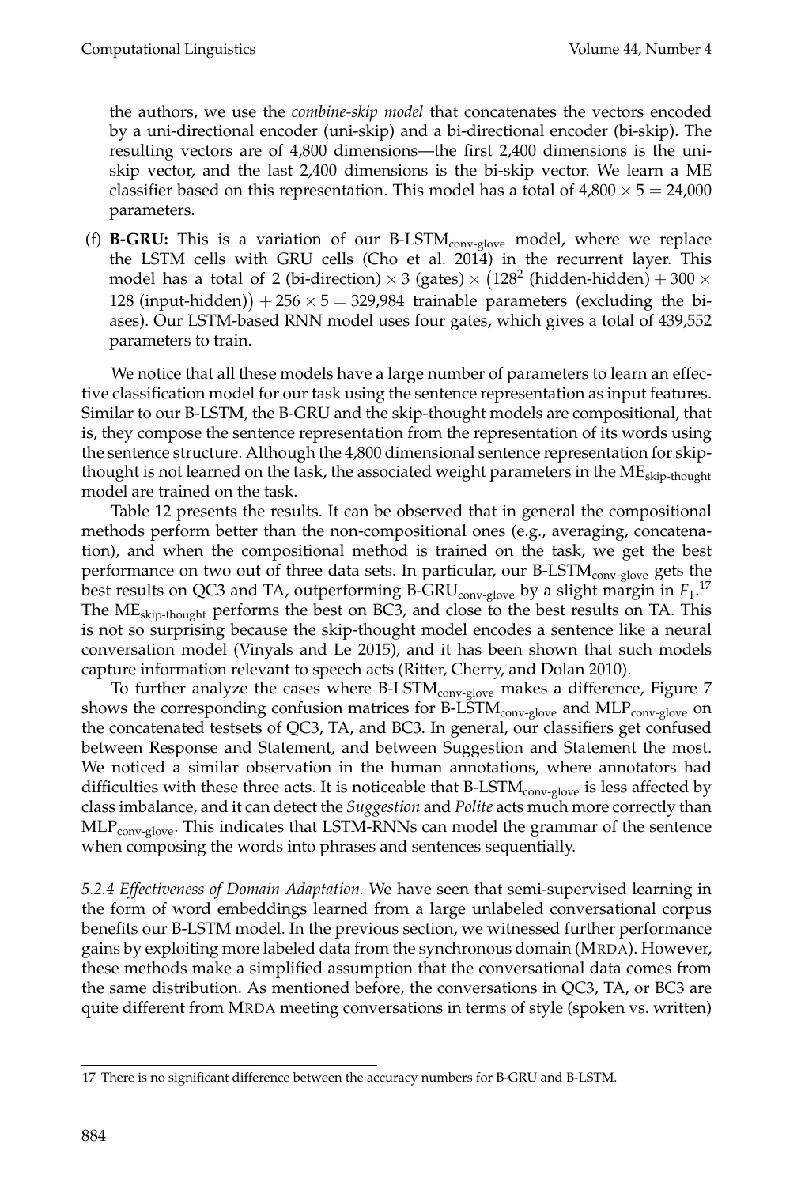the authors, we use the *combine-skip model* that concatenates the vectors encoded by a uni-directional encoder (uni-skip) and a bi-directional encoder (bi-skip). The resulting vectors are of 4,800 dimensions—the first 2,400 dimensions is the uni-skip vector, and the last 2,400 dimensions is the bi-skip vector. We learn a ME classifier based on this representation. This model has a total of $4{,}800 \times 5 = 24{,}000$ parameters.

(f) **B-GRU:** This is a variation of our B-LSTM$_{\text{conv-glove}}$ model, where we replace the LSTM cells with GRU cells (Cho et al. 2014) in the recurrent layer. This model has a total of 2 (bi-direction) $\times$ 3 (gates) $\times$ $\left(128^2 \text{ (hidden-hidden)} + 300 \times 128 \text{ (input-hidden)}\right) + 256 \times 5 = 329{,}984$ trainable parameters (excluding the biases). Our LSTM-based RNN model uses four gates, which gives a total of 439,552 parameters to train.

We notice that all these models have a large number of parameters to learn an effective classification model for our task using the sentence representation as input features. Similar to our B-LSTM, the B-GRU and the skip-thought models are compositional, that is, they compose the sentence representation from the representation of its words using the sentence structure. Although the 4,800 dimensional sentence representation for skip-thought is not learned on the task, the associated weight parameters in the ME$_{\text{skip-thought}}$ model are trained on the task.

Table 12 presents the results. It can be observed that in general the compositional methods perform better than the non-compositional ones (e.g., averaging, concatenation), and when the compositional method is trained on the task, we get the best performance on two out of three data sets. In particular, our B-LSTM$_{\text{conv-glove}}$ gets the best results on QC3 and TA, outperforming B-GRU$_{\text{conv-glove}}$ by a slight margin in $F_1$.[17] The ME$_{\text{skip-thought}}$ performs the best on BC3, and close to the best results on TA. This is not so surprising because the skip-thought model encodes a sentence like a neural conversation model (Vinyals and Le 2015), and it has been shown that such models capture information relevant to speech acts (Ritter, Cherry, and Dolan 2010).

To further analyze the cases where B-LSTM$_{\text{conv-glove}}$ makes a difference, Figure 7 shows the corresponding confusion matrices for B-LSTM$_{\text{conv-glove}}$ and MLP$_{\text{conv-glove}}$ on the concatenated testsets of QC3, TA, and BC3. In general, our classifiers get confused between Response and Statement, and between Suggestion and Statement the most. We noticed a similar observation in the human annotations, where annotators had difficulties with these three acts. It is noticeable that B-LSTM$_{\text{conv-glove}}$ is less affected by class imbalance, and it can detect the *Suggestion* and *Polite* acts much more correctly than MLP$_{\text{conv-glove}}$. This indicates that LSTM-RNNs can model the grammar of the sentence when composing the words into phrases and sentences sequentially.

*5.2.4 Effectiveness of Domain Adaptation.* We have seen that semi-supervised learning in the form of word embeddings learned from a large unlabeled conversational corpus benefits our B-LSTM model. In the previous section, we witnessed further performance gains by exploiting more labeled data from the synchronous domain (MRDA). However, these methods make a simplified assumption that the conversational data comes from the same distribution. As mentioned before, the conversations in QC3, TA, or BC3 are quite different from MRDA meeting conversations in terms of style (spoken vs. written)

---

17 There is no significant difference between the accuracy numbers for B-GRU and B-LSTM.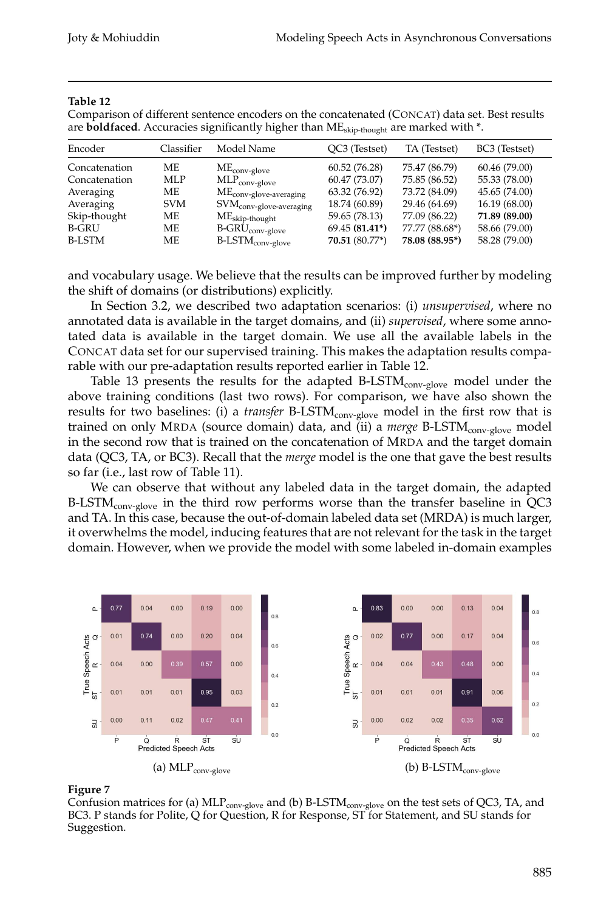**Table 12**
Comparison of different sentence encoders on the concatenated (CONCAT) data set. Best results are **boldfaced**. Accuracies significantly higher than $ME_{skip\text{-}thought}$ are marked with *.

| Encoder | Classifier | Model Name | QC3 (Testset) | TA (Testset) | BC3 (Testset) |
|---|---|---|---|---|---|
| Concatenation | ME | $ME_{conv\text{-}glove}$ | 60.52 (76.28) | 75.47 (86.79) | 60.46 (79.00) |
| Concatenation | MLP | $MLP_{conv\text{-}glove}$ | 60.47 (73.07) | 75.85 (86.52) | 55.33 (78.00) |
| Averaging | ME | $ME_{conv\text{-}glove\text{-}averaging}$ | 63.32 (76.92) | 73.72 (84.09) | 45.65 (74.00) |
| Averaging | SVM | $SVM_{conv\text{-}glove\text{-}averaging}$ | 18.74 (60.89) | 29.46 (64.69) | 16.19 (68.00) |
| Skip-thought | ME | $ME_{skip\text{-}thought}$ | 59.65 (78.13) | 77.09 (86.22) | **71.89 (89.00)** |
| B-GRU | ME | $B\text{-}GRU_{conv\text{-}glove}$ | 69.45 (**81.41***) | 77.77 (88.68*) | 58.66 (79.00) |
| B-LSTM | ME | $B\text{-}LSTM_{conv\text{-}glove}$ | **70.51** (80.77*) | **78.08 (88.95*)** | 58.28 (79.00) |

and vocabulary usage. We believe that the results can be improved further by modeling the shift of domains (or distributions) explicitly.

In Section 3.2, we described two adaptation scenarios: (i) *unsupervised*, where no annotated data is available in the target domains, and (ii) *supervised*, where some annotated data is available in the target domain. We use all the available labels in the CONCAT data set for our supervised training. This makes the adaptation results comparable with our pre-adaptation results reported earlier in Table 12.

Table 13 presents the results for the adapted $B\text{-}LSTM_{conv\text{-}glove}$ model under the above training conditions (last two rows). For comparison, we have also shown the results for two baselines: (i) a *transfer* $B\text{-}LSTM_{conv\text{-}glove}$ model in the first row that is trained on only MRDA (source domain) data, and (ii) a *merge* $B\text{-}LSTM_{conv\text{-}glove}$ model in the second row that is trained on the concatenation of MRDA and the target domain data (QC3, TA, or BC3). Recall that the *merge* model is the one that gave the best results so far (i.e., last row of Table 11).

We can observe that without any labeled data in the target domain, the adapted $B\text{-}LSTM_{conv\text{-}glove}$ in the third row performs worse than the transfer baseline in QC3 and TA. In this case, because the out-of-domain labeled data set (MRDA) is much larger, it overwhelms the model, inducing features that are not relevant for the task in the target domain. However, when we provide the model with some labeled in-domain examples

(a) $MLP_{conv\text{-}glove}$

| True \ Predicted | P | Q | R | ST | SU |
|---|---|---|---|---|---|
| P | 0.77 | 0.04 | 0.00 | 0.19 | 0.00 |
| Q | 0.01 | 0.74 | 0.00 | 0.20 | 0.04 |
| R | 0.04 | 0.00 | 0.39 | 0.57 | 0.00 |
| ST | 0.01 | 0.01 | 0.01 | 0.95 | 0.03 |
| SU | 0.00 | 0.11 | 0.02 | 0.47 | 0.41 |

(b) $B\text{-}LSTM_{conv\text{-}glove}$

| True \ Predicted | P | Q | R | ST | SU |
|---|---|---|---|---|---|
| P | 0.83 | 0.00 | 0.00 | 0.13 | 0.04 |
| Q | 0.02 | 0.77 | 0.00 | 0.17 | 0.04 |
| R | 0.04 | 0.04 | 0.43 | 0.48 | 0.00 |
| ST | 0.01 | 0.01 | 0.01 | 0.91 | 0.06 |
| SU | 0.00 | 0.02 | 0.02 | 0.35 | 0.62 |

**Figure 7**
Confusion matrices for (a) $MLP_{conv\text{-}glove}$ and (b) $B\text{-}LSTM_{conv\text{-}glove}$ on the test sets of QC3, TA, and BC3. P stands for Polite, Q for Question, R for Response, ST for Statement, and SU stands for Suggestion.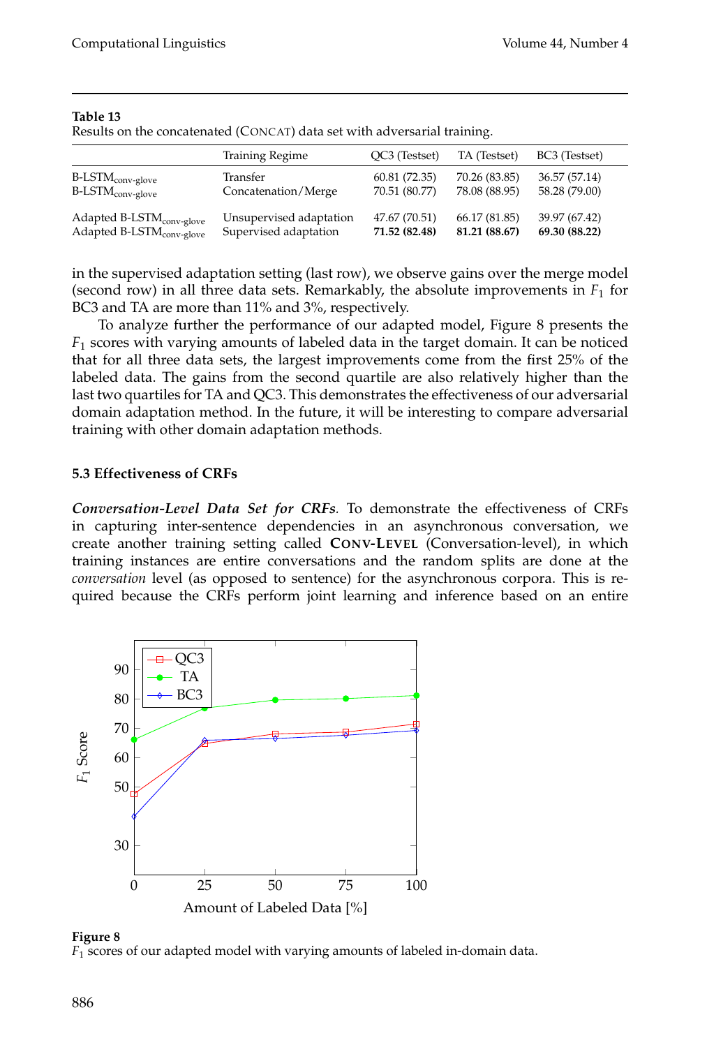**Table 13**
Results on the concatenated (CONCAT) data set with adversarial training.

| | Training Regime | QC3 (Testset) | TA (Testset) | BC3 (Testset) |
|---|---|---|---|---|
| B-LSTM$_{\text{conv-glove}}$ | Transfer | 60.81 (72.35) | 70.26 (83.85) | 36.57 (57.14) |
| B-LSTM$_{\text{conv-glove}}$ | Concatenation/Merge | 70.51 (80.77) | 78.08 (88.95) | 58.28 (79.00) |
| Adapted B-LSTM$_{\text{conv-glove}}$ | Unsupervised adaptation | 47.67 (70.51) | 66.17 (81.85) | 39.97 (67.42) |
| Adapted B-LSTM$_{\text{conv-glove}}$ | Supervised adaptation | **71.52 (82.48)** | **81.21 (88.67)** | **69.30 (88.22)** |

in the supervised adaptation setting (last row), we observe gains over the merge model (second row) in all three data sets. Remarkably, the absolute improvements in $F_1$ for BC3 and TA are more than 11% and 3%, respectively.

To analyze further the performance of our adapted model, Figure 8 presents the $F_1$ scores with varying amounts of labeled data in the target domain. It can be noticed that for all three data sets, the largest improvements come from the first 25% of the labeled data. The gains from the second quartile are also relatively higher than the last two quartiles for TA and QC3. This demonstrates the effectiveness of our adversarial domain adaptation method. In the future, it will be interesting to compare adversarial training with other domain adaptation methods.

### 5.3 Effectiveness of CRFs

***Conversation-Level Data Set for CRFs.*** To demonstrate the effectiveness of CRFs in capturing inter-sentence dependencies in an asynchronous conversation, we create another training setting called **CONV-LEVEL** (Conversation-level), in which training instances are entire conversations and the random splits are done at the *conversation* level (as opposed to sentence) for the asynchronous corpora. This is required because the CRFs perform joint learning and inference based on an entire

**Figure 8**
$F_1$ scores of our adapted model with varying amounts of labeled in-domain data.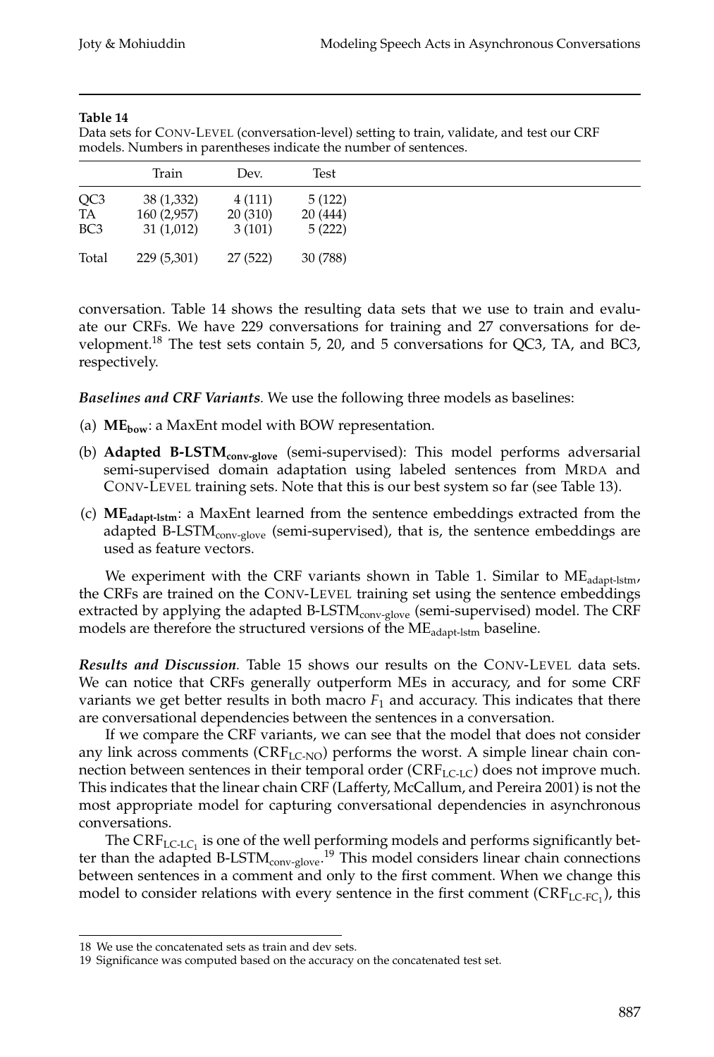**Table 14**
Data sets for CONV-LEVEL (conversation-level) setting to train, validate, and test our CRF models. Numbers in parentheses indicate the number of sentences.

| | Train | Dev. | Test |
|---|---|---|---|
| QC3 | 38 (1,332) | 4 (111) | 5 (122) |
| TA | 160 (2,957) | 20 (310) | 20 (444) |
| BC3 | 31 (1,012) | 3 (101) | 5 (222) |
| Total | 229 (5,301) | 27 (522) | 30 (788) |

conversation. Table 14 shows the resulting data sets that we use to train and evaluate our CRFs. We have 229 conversations for training and 27 conversations for development.[18] The test sets contain 5, 20, and 5 conversations for QC3, TA, and BC3, respectively.

***Baselines and CRF Variants.*** We use the following three models as baselines:

(a) $\mathbf{ME_{bow}}$: a MaxEnt model with BOW representation.

(b) **Adapted B-LSTM$_{\text{conv-glove}}$** (semi-supervised): This model performs adversarial semi-supervised domain adaptation using labeled sentences from MRDA and CONV-LEVEL training sets. Note that this is our best system so far (see Table 13).

(c) $\mathbf{ME_{adapt\text{-}lstm}}$: a MaxEnt learned from the sentence embeddings extracted from the adapted B-LSTM$_{\text{conv-glove}}$ (semi-supervised), that is, the sentence embeddings are used as feature vectors.

We experiment with the CRF variants shown in Table 1. Similar to ME$_{\text{adapt-lstm}}$, the CRFs are trained on the CONV-LEVEL training set using the sentence embeddings extracted by applying the adapted B-LSTM$_{\text{conv-glove}}$ (semi-supervised) model. The CRF models are therefore the structured versions of the ME$_{\text{adapt-lstm}}$ baseline.

***Results and Discussion.*** Table 15 shows our results on the CONV-LEVEL data sets. We can notice that CRFs generally outperform MEs in accuracy, and for some CRF variants we get better results in both macro $F_1$ and accuracy. This indicates that there are conversational dependencies between the sentences in a conversation.

If we compare the CRF variants, we can see that the model that does not consider any link across comments (CRF$_{\text{LC-NO}}$) performs the worst. A simple linear chain connection between sentences in their temporal order (CRF$_{\text{LC-LC}}$) does not improve much. This indicates that the linear chain CRF (Lafferty, McCallum, and Pereira 2001) is not the most appropriate model for capturing conversational dependencies in asynchronous conversations.

The CRF$_{\text{LC-LC}_1}$ is one of the well performing models and performs significantly better than the adapted B-LSTM$_{\text{conv-glove}}$.[19] This model considers linear chain connections between sentences in a comment and only to the first comment. When we change this model to consider relations with every sentence in the first comment (CRF$_{\text{LC-FC}_1}$), this

---

18 We use the concatenated sets as train and dev sets.

19 Significance was computed based on the accuracy on the concatenated test set.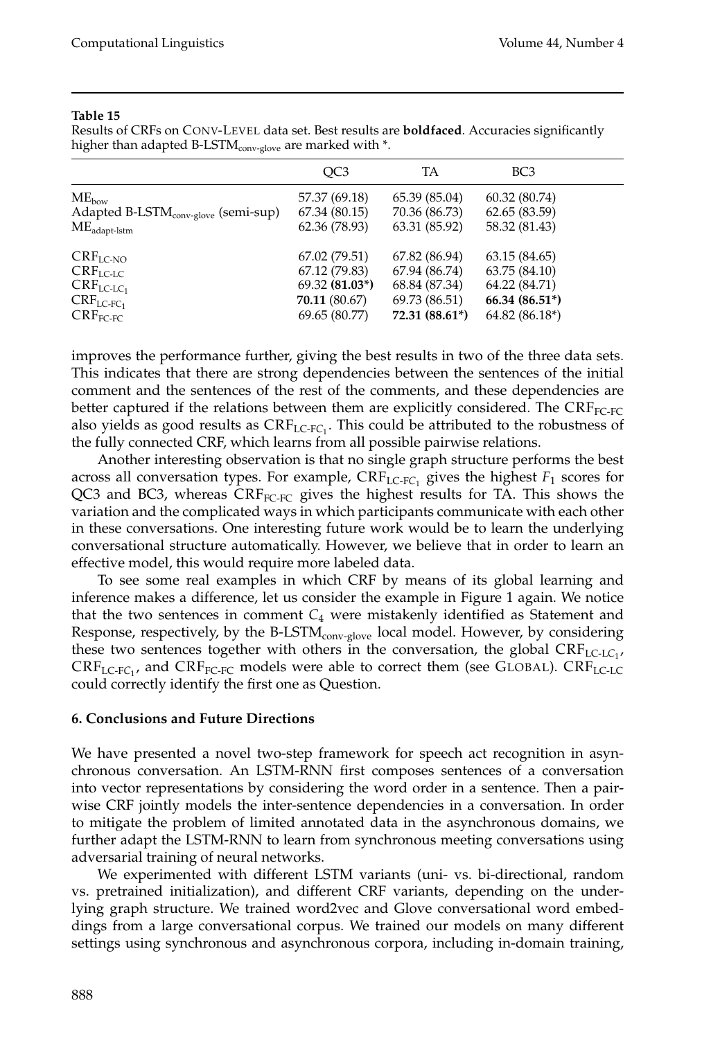**Table 15**

Results of CRFs on CONV-LEVEL data set. Best results are **boldfaced**. Accuracies significantly higher than adapted B-LSTM$_{\text{conv-glove}}$ are marked with *.

| | QC3 | TA | BC3 |
|---|---|---|---|
| ME$_{\text{bow}}$ | 57.37 (69.18) | 65.39 (85.04) | 60.32 (80.74) |
| Adapted B-LSTM$_{\text{conv-glove}}$ (semi-sup) | 67.34 (80.15) | 70.36 (86.73) | 62.65 (83.59) |
| ME$_{\text{adapt-lstm}}$ | 62.36 (78.93) | 63.31 (85.92) | 58.32 (81.43) |
| CRF$_{\text{LC-NO}}$ | 67.02 (79.51) | 67.82 (86.94) | 63.15 (84.65) |
| CRF$_{\text{LC-LC}}$ | 67.12 (79.83) | 67.94 (86.74) | 63.75 (84.10) |
| CRF$_{\text{LC-LC}_1}$ | 69.32 **(81.03*)** | 68.84 (87.34) | 64.22 (84.71) |
| CRF$_{\text{LC-FC}_1}$ | **70.11** (80.67) | 69.73 (86.51) | **66.34 (86.51*)** |
| CRF$_{\text{FC-FC}}$ | 69.65 (80.77) | **72.31 (88.61*)** | 64.82 (86.18*) |

improves the performance further, giving the best results in two of the three data sets. This indicates that there are strong dependencies between the sentences of the initial comment and the sentences of the rest of the comments, and these dependencies are better captured if the relations between them are explicitly considered. The CRF$_{\text{FC-FC}}$ also yields as good results as CRF$_{\text{LC-FC}_1}$. This could be attributed to the robustness of the fully connected CRF, which learns from all possible pairwise relations.

Another interesting observation is that no single graph structure performs the best across all conversation types. For example, CRF$_{\text{LC-FC}_1}$ gives the highest $F_1$ scores for QC3 and BC3, whereas CRF$_{\text{FC-FC}}$ gives the highest results for TA. This shows the variation and the complicated ways in which participants communicate with each other in these conversations. One interesting future work would be to learn the underlying conversational structure automatically. However, we believe that in order to learn an effective model, this would require more labeled data.

To see some real examples in which CRF by means of its global learning and inference makes a difference, let us consider the example in Figure 1 again. We notice that the two sentences in comment $C_4$ were mistakenly identified as Statement and Response, respectively, by the B-LSTM$_{\text{conv-glove}}$ local model. However, by considering these two sentences together with others in the conversation, the global CRF$_{\text{LC-LC}_1}$, CRF$_{\text{LC-FC}_1}$, and CRF$_{\text{FC-FC}}$ models were able to correct them (see GLOBAL). CRF$_{\text{LC-LC}}$ could correctly identify the first one as Question.

## 6. Conclusions and Future Directions

We have presented a novel two-step framework for speech act recognition in asynchronous conversation. An LSTM-RNN first composes sentences of a conversation into vector representations by considering the word order in a sentence. Then a pairwise CRF jointly models the inter-sentence dependencies in a conversation. In order to mitigate the problem of limited annotated data in the asynchronous domains, we further adapt the LSTM-RNN to learn from synchronous meeting conversations using adversarial training of neural networks.

We experimented with different LSTM variants (uni- vs. bi-directional, random vs. pretrained initialization), and different CRF variants, depending on the underlying graph structure. We trained word2vec and Glove conversational word embeddings from a large conversational corpus. We trained our models on many different settings using synchronous and asynchronous corpora, including in-domain training,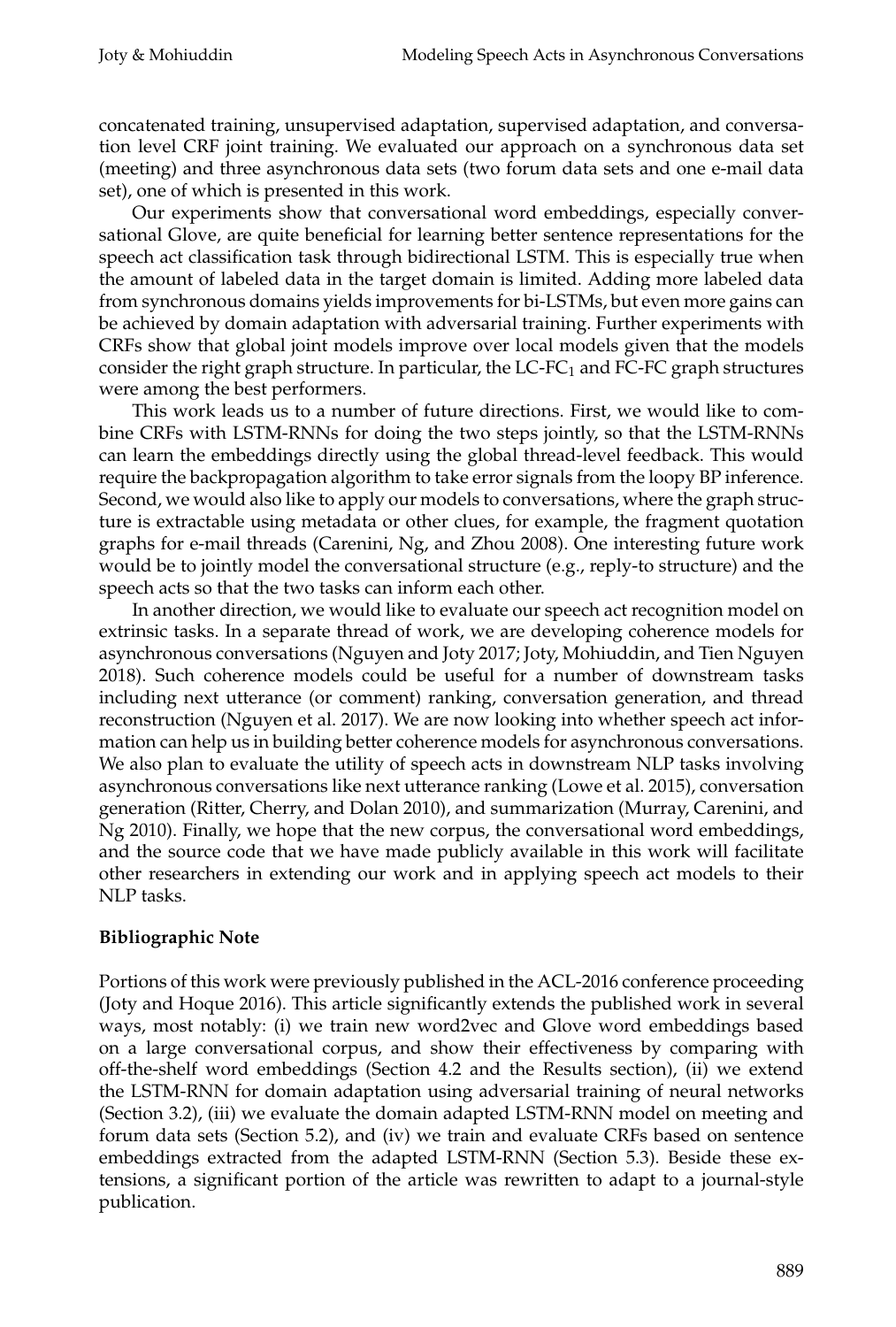concatenated training, unsupervised adaptation, supervised adaptation, and conversation level CRF joint training. We evaluated our approach on a synchronous data set (meeting) and three asynchronous data sets (two forum data sets and one e-mail data set), one of which is presented in this work.

Our experiments show that conversational word embeddings, especially conversational Glove, are quite beneficial for learning better sentence representations for the speech act classification task through bidirectional LSTM. This is especially true when the amount of labeled data in the target domain is limited. Adding more labeled data from synchronous domains yields improvements for bi-LSTMs, but even more gains can be achieved by domain adaptation with adversarial training. Further experiments with CRFs show that global joint models improve over local models given that the models consider the right graph structure. In particular, the LC-FC$_1$ and FC-FC graph structures were among the best performers.

This work leads us to a number of future directions. First, we would like to combine CRFs with LSTM-RNNs for doing the two steps jointly, so that the LSTM-RNNs can learn the embeddings directly using the global thread-level feedback. This would require the backpropagation algorithm to take error signals from the loopy BP inference. Second, we would also like to apply our models to conversations, where the graph structure is extractable using metadata or other clues, for example, the fragment quotation graphs for e-mail threads (Carenini, Ng, and Zhou 2008). One interesting future work would be to jointly model the conversational structure (e.g., reply-to structure) and the speech acts so that the two tasks can inform each other.

In another direction, we would like to evaluate our speech act recognition model on extrinsic tasks. In a separate thread of work, we are developing coherence models for asynchronous conversations (Nguyen and Joty 2017; Joty, Mohiuddin, and Tien Nguyen 2018). Such coherence models could be useful for a number of downstream tasks including next utterance (or comment) ranking, conversation generation, and thread reconstruction (Nguyen et al. 2017). We are now looking into whether speech act information can help us in building better coherence models for asynchronous conversations. We also plan to evaluate the utility of speech acts in downstream NLP tasks involving asynchronous conversations like next utterance ranking (Lowe et al. 2015), conversation generation (Ritter, Cherry, and Dolan 2010), and summarization (Murray, Carenini, and Ng 2010). Finally, we hope that the new corpus, the conversational word embeddings, and the source code that we have made publicly available in this work will facilitate other researchers in extending our work and in applying speech act models to their NLP tasks.

## Bibliographic Note

Portions of this work were previously published in the ACL-2016 conference proceeding (Joty and Hoque 2016). This article significantly extends the published work in several ways, most notably: (i) we train new word2vec and Glove word embeddings based on a large conversational corpus, and show their effectiveness by comparing with off-the-shelf word embeddings (Section 4.2 and the Results section), (ii) we extend the LSTM-RNN for domain adaptation using adversarial training of neural networks (Section 3.2), (iii) we evaluate the domain adapted LSTM-RNN model on meeting and forum data sets (Section 5.2), and (iv) we train and evaluate CRFs based on sentence embeddings extracted from the adapted LSTM-RNN (Section 5.3). Beside these extensions, a significant portion of the article was rewritten to adapt to a journal-style publication.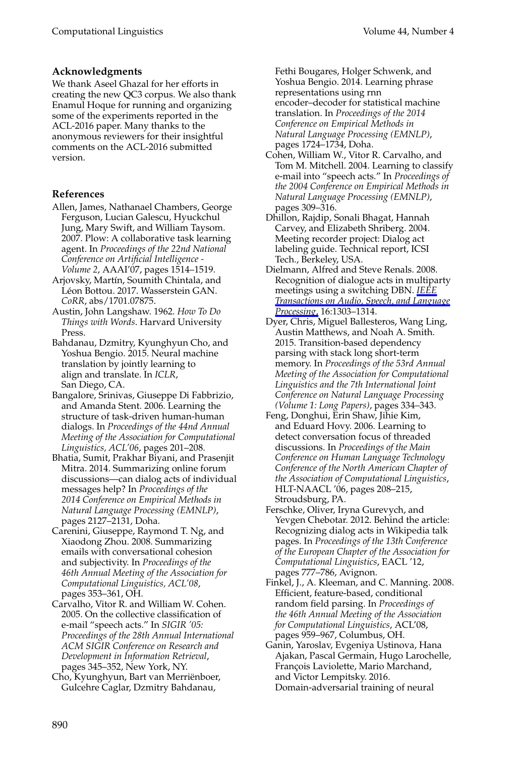### Acknowledgments

We thank Aseel Ghazal for her efforts in creating the new QC3 corpus. We also thank Enamul Hoque for running and organizing some of the experiments reported in the ACL-2016 paper. Many thanks to the anonymous reviewers for their insightful comments on the ACL-2016 submitted version.

### References

Allen, James, Nathanael Chambers, George Ferguson, Lucian Galescu, Hyuckchul Jung, Mary Swift, and William Taysom. 2007. Plow: A collaborative task learning agent. In *Proceedings of the 22nd National Conference on Artificial Intelligence - Volume 2*, AAAI'07, pages 1514–1519.

Arjovsky, Martín, Soumith Chintala, and Léon Bottou. 2017. Wasserstein GAN. *CoRR*, abs/1701.07875.

Austin, John Langshaw. 1962. *How To Do Things with Words*. Harvard University Press.

Bahdanau, Dzmitry, Kyunghyun Cho, and Yoshua Bengio. 2015. Neural machine translation by jointly learning to align and translate. In *ICLR*, San Diego, CA.

Bangalore, Srinivas, Giuseppe Di Fabbrizio, and Amanda Stent. 2006. Learning the structure of task-driven human-human dialogs. In *Proceedings of the 44nd Annual Meeting of the Association for Computational Linguistics, ACL'06*, pages 201–208.

Bhatia, Sumit, Prakhar Biyani, and Prasenjit Mitra. 2014. Summarizing online forum discussions—can dialog acts of individual messages help? In *Proceedings of the 2014 Conference on Empirical Methods in Natural Language Processing (EMNLP)*, pages 2127–2131, Doha.

Carenini, Giuseppe, Raymond T. Ng, and Xiaodong Zhou. 2008. Summarizing emails with conversational cohesion and subjectivity. In *Proceedings of the 46th Annual Meeting of the Association for Computational Linguistics, ACL'08*, pages 353–361, OH.

Carvalho, Vitor R. and William W. Cohen. 2005. On the collective classification of e-mail "speech acts." In *SIGIR '05: Proceedings of the 28th Annual International ACM SIGIR Conference on Research and Development in Information Retrieval*, pages 345–352, New York, NY.

Cho, Kyunghyun, Bart van Merriënboer, Gulcehre Caglar, Dzmitry Bahdanau, Fethi Bougares, Holger Schwenk, and Yoshua Bengio. 2014. Learning phrase representations using rnn encoder–decoder for statistical machine translation. In *Proceedings of the 2014 Conference on Empirical Methods in Natural Language Processing (EMNLP)*, pages 1724–1734, Doha.

Cohen, William W., Vitor R. Carvalho, and Tom M. Mitchell. 2004. Learning to classify e-mail into "speech acts." In *Proceedings of the 2004 Conference on Empirical Methods in Natural Language Processing (EMNLP)*, pages 309–316.

Dhillon, Rajdip, Sonali Bhagat, Hannah Carvey, and Elizabeth Shriberg. 2004. Meeting recorder project: Dialog act labeling guide. Technical report, ICSI Tech., Berkeley, USA.

Dielmann, Alfred and Steve Renals. 2008. Recognition of dialogue acts in multiparty meetings using a switching DBN. *IEEE Transactions on Audio, Speech, and Language Processing*, 16:1303–1314.

Dyer, Chris, Miguel Ballesteros, Wang Ling, Austin Matthews, and Noah A. Smith. 2015. Transition-based dependency parsing with stack long short-term memory. In *Proceedings of the 53rd Annual Meeting of the Association for Computational Linguistics and the 7th International Joint Conference on Natural Language Processing (Volume 1: Long Papers)*, pages 334–343.

Feng, Donghui, Erin Shaw, Jihie Kim, and Eduard Hovy. 2006. Learning to detect conversation focus of threaded discussions. In *Proceedings of the Main Conference on Human Language Technology Conference of the North American Chapter of the Association of Computational Linguistics*, HLT-NAACL '06, pages 208–215, Stroudsburg, PA.

Ferschke, Oliver, Iryna Gurevych, and Yevgen Chebotar. 2012. Behind the article: Recognizing dialog acts in Wikipedia talk pages. In *Proceedings of the 13th Conference of the European Chapter of the Association for Computational Linguistics*, EACL '12, pages 777–786, Avignon.

Finkel, J., A. Kleeman, and C. Manning. 2008. Efficient, feature-based, conditional random field parsing. In *Proceedings of the 46th Annual Meeting of the Association for Computational Linguistics*, ACL'08, pages 959–967, Columbus, OH.

Ganin, Yaroslav, Evgeniya Ustinova, Hana Ajakan, Pascal Germain, Hugo Larochelle, François Laviolette, Mario Marchand, and Victor Lempitsky. 2016. Domain-adversarial training of neural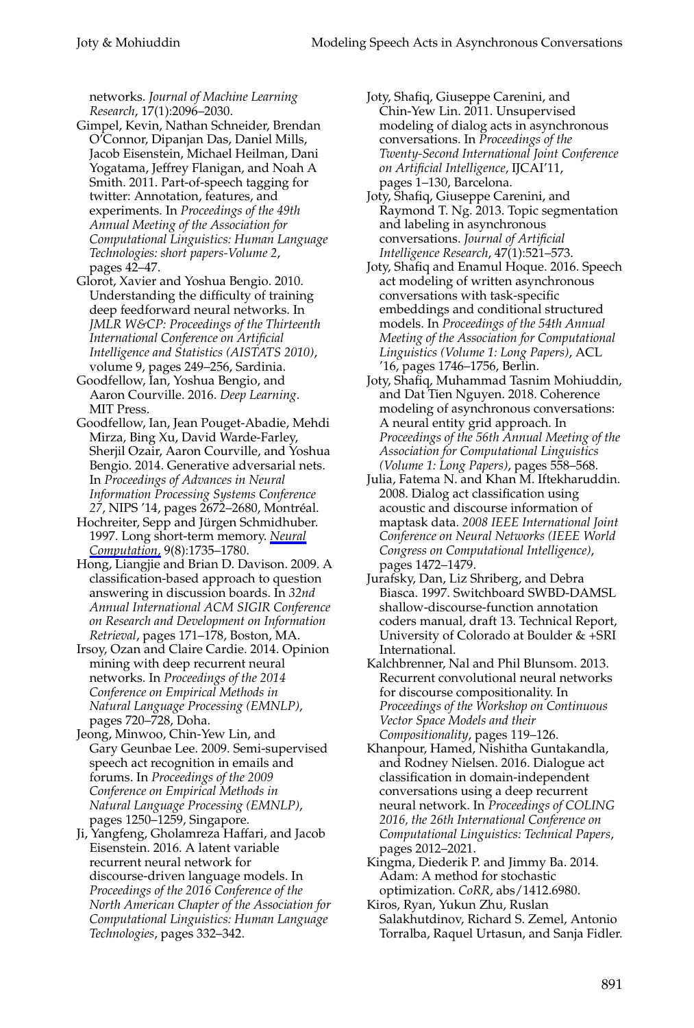networks. *Journal of Machine Learning Research*, 17(1):2096–2030.

Gimpel, Kevin, Nathan Schneider, Brendan O'Connor, Dipanjan Das, Daniel Mills, Jacob Eisenstein, Michael Heilman, Dani Yogatama, Jeffrey Flanigan, and Noah A Smith. 2011. Part-of-speech tagging for twitter: Annotation, features, and experiments. In *Proceedings of the 49th Annual Meeting of the Association for Computational Linguistics: Human Language Technologies: short papers-Volume 2*, pages 42–47.

Glorot, Xavier and Yoshua Bengio. 2010. Understanding the difficulty of training deep feedforward neural networks. In *JMLR W&CP: Proceedings of the Thirteenth International Conference on Artificial Intelligence and Statistics (AISTATS 2010)*, volume 9, pages 249–256, Sardinia.

Goodfellow, Ian, Yoshua Bengio, and Aaron Courville. 2016. *Deep Learning*. MIT Press.

Goodfellow, Ian, Jean Pouget-Abadie, Mehdi Mirza, Bing Xu, David Warde-Farley, Sherjil Ozair, Aaron Courville, and Yoshua Bengio. 2014. Generative adversarial nets. In *Proceedings of Advances in Neural Information Processing Systems Conference 27*, NIPS '14, pages 2672–2680, Montréal.

Hochreiter, Sepp and Jürgen Schmidhuber. 1997. Long short-term memory. *Neural Computation*, 9(8):1735–1780.

Hong, Liangjie and Brian D. Davison. 2009. A classification-based approach to question answering in discussion boards. In *32nd Annual International ACM SIGIR Conference on Research and Development on Information Retrieval*, pages 171–178, Boston, MA.

Irsoy, Ozan and Claire Cardie. 2014. Opinion mining with deep recurrent neural networks. In *Proceedings of the 2014 Conference on Empirical Methods in Natural Language Processing (EMNLP)*, pages 720–728, Doha.

Jeong, Minwoo, Chin-Yew Lin, and Gary Geunbae Lee. 2009. Semi-supervised speech act recognition in emails and forums. In *Proceedings of the 2009 Conference on Empirical Methods in Natural Language Processing (EMNLP)*, pages 1250–1259, Singapore.

Ji, Yangfeng, Gholamreza Haffari, and Jacob Eisenstein. 2016. A latent variable recurrent neural network for discourse-driven language models. In *Proceedings of the 2016 Conference of the North American Chapter of the Association for Computational Linguistics: Human Language Technologies*, pages 332–342.

Joty, Shafiq, Giuseppe Carenini, and Chin-Yew Lin. 2011. Unsupervised modeling of dialog acts in asynchronous conversations. In *Proceedings of the Twenty-Second International Joint Conference on Artificial Intelligence*, IJCAI'11, pages 1–130, Barcelona.

Joty, Shafiq, Giuseppe Carenini, and Raymond T. Ng. 2013. Topic segmentation and labeling in asynchronous conversations. *Journal of Artificial Intelligence Research*, 47(1):521–573.

Joty, Shafiq and Enamul Hoque. 2016. Speech act modeling of written asynchronous conversations with task-specific embeddings and conditional structured models. In *Proceedings of the 54th Annual Meeting of the Association for Computational Linguistics (Volume 1: Long Papers)*, ACL '16, pages 1746–1756, Berlin.

Joty, Shafiq, Muhammad Tasnim Mohiuddin, and Dat Tien Nguyen. 2018. Coherence modeling of asynchronous conversations: A neural entity grid approach. In *Proceedings of the 56th Annual Meeting of the Association for Computational Linguistics (Volume 1: Long Papers)*, pages 558–568.

Julia, Fatema N. and Khan M. Iftekharuddin. 2008. Dialog act classification using acoustic and discourse information of maptask data. *2008 IEEE International Joint Conference on Neural Networks (IEEE World Congress on Computational Intelligence)*, pages 1472–1479.

Jurafsky, Dan, Liz Shriberg, and Debra Biasca. 1997. Switchboard SWBD-DAMSL shallow-discourse-function annotation coders manual, draft 13. Technical Report, University of Colorado at Boulder & +SRI International.

Kalchbrenner, Nal and Phil Blunsom. 2013. Recurrent convolutional neural networks for discourse compositionality. In *Proceedings of the Workshop on Continuous Vector Space Models and their Compositionality*, pages 119–126.

Khanpour, Hamed, Nishitha Guntakandla, and Rodney Nielsen. 2016. Dialogue act classification in domain-independent conversations using a deep recurrent neural network. In *Proceedings of COLING 2016, the 26th International Conference on Computational Linguistics: Technical Papers*, pages 2012–2021.

Kingma, Diederik P. and Jimmy Ba. 2014. Adam: A method for stochastic optimization. *CoRR*, abs/1412.6980.

Kiros, Ryan, Yukun Zhu, Ruslan Salakhutdinov, Richard S. Zemel, Antonio Torralba, Raquel Urtasun, and Sanja Fidler.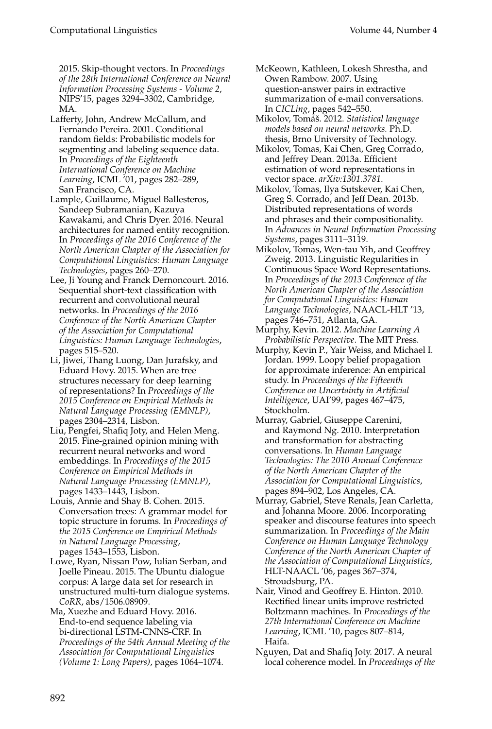2015. Skip-thought vectors. In *Proceedings of the 28th International Conference on Neural Information Processing Systems - Volume 2*, NIPS'15, pages 3294–3302, Cambridge, MA.

Lafferty, John, Andrew McCallum, and Fernando Pereira. 2001. Conditional random fields: Probabilistic models for segmenting and labeling sequence data. In *Proceedings of the Eighteenth International Conference on Machine Learning*, ICML '01, pages 282–289, San Francisco, CA.

Lample, Guillaume, Miguel Ballesteros, Sandeep Subramanian, Kazuya Kawakami, and Chris Dyer. 2016. Neural architectures for named entity recognition. In *Proceedings of the 2016 Conference of the North American Chapter of the Association for Computational Linguistics: Human Language Technologies*, pages 260–270.

Lee, Ji Young and Franck Dernoncourt. 2016. Sequential short-text classification with recurrent and convolutional neural networks. In *Proceedings of the 2016 Conference of the North American Chapter of the Association for Computational Linguistics: Human Language Technologies*, pages 515–520.

Li, Jiwei, Thang Luong, Dan Jurafsky, and Eduard Hovy. 2015. When are tree structures necessary for deep learning of representations? In *Proceedings of the 2015 Conference on Empirical Methods in Natural Language Processing (EMNLP)*, pages 2304–2314, Lisbon.

Liu, Pengfei, Shafiq Joty, and Helen Meng. 2015. Fine-grained opinion mining with recurrent neural networks and word embeddings. In *Proceedings of the 2015 Conference on Empirical Methods in Natural Language Processing (EMNLP)*, pages 1433–1443, Lisbon.

Louis, Annie and Shay B. Cohen. 2015. Conversation trees: A grammar model for topic structure in forums. In *Proceedings of the 2015 Conference on Empirical Methods in Natural Language Processing*, pages 1543–1553, Lisbon.

Lowe, Ryan, Nissan Pow, Iulian Serban, and Joelle Pineau. 2015. The Ubuntu dialogue corpus: A large data set for research in unstructured multi-turn dialogue systems. *CoRR*, abs/1506.08909.

Ma, Xuezhe and Eduard Hovy. 2016. End-to-end sequence labeling via bi-directional LSTM-CNNS-CRF. In *Proceedings of the 54th Annual Meeting of the Association for Computational Linguistics (Volume 1: Long Papers)*, pages 1064–1074.

McKeown, Kathleen, Lokesh Shrestha, and Owen Rambow. 2007. Using question-answer pairs in extractive summarization of e-mail conversations. In *CICLing*, pages 542–550.

Mikolov, Tomáš. 2012. *Statistical language models based on neural networks.* Ph.D. thesis, Brno University of Technology.

Mikolov, Tomas, Kai Chen, Greg Corrado, and Jeffrey Dean. 2013a. Efficient estimation of word representations in vector space. *arXiv:1301.3781*.

Mikolov, Tomas, Ilya Sutskever, Kai Chen, Greg S. Corrado, and Jeff Dean. 2013b. Distributed representations of words and phrases and their compositionality. In *Advances in Neural Information Processing Systems*, pages 3111–3119.

Mikolov, Tomas, Wen-tau Yih, and Geoffrey Zweig. 2013. Linguistic Regularities in Continuous Space Word Representations. In *Proceedings of the 2013 Conference of the North American Chapter of the Association for Computational Linguistics: Human Language Technologies*, NAACL-HLT '13, pages 746–751, Atlanta, GA.

Murphy, Kevin. 2012. *Machine Learning A Probabilistic Perspective*. The MIT Press.

Murphy, Kevin P., Yair Weiss, and Michael I. Jordan. 1999. Loopy belief propagation for approximate inference: An empirical study. In *Proceedings of the Fifteenth Conference on Uncertainty in Artificial Intelligence*, UAI'99, pages 467–475, Stockholm.

Murray, Gabriel, Giuseppe Carenini, and Raymond Ng. 2010. Interpretation and transformation for abstracting conversations. In *Human Language Technologies: The 2010 Annual Conference of the North American Chapter of the Association for Computational Linguistics*, pages 894–902, Los Angeles, CA.

Murray, Gabriel, Steve Renals, Jean Carletta, and Johanna Moore. 2006. Incorporating speaker and discourse features into speech summarization. In *Proceedings of the Main Conference on Human Language Technology Conference of the North American Chapter of the Association of Computational Linguistics*, HLT-NAACL '06, pages 367–374, Stroudsburg, PA.

Nair, Vinod and Geoffrey E. Hinton. 2010. Rectified linear units improve restricted Boltzmann machines. In *Proceedings of the 27th International Conference on Machine Learning*, ICML '10, pages 807–814, Haifa.

Nguyen, Dat and Shafiq Joty. 2017. A neural local coherence model. In *Proceedings of the*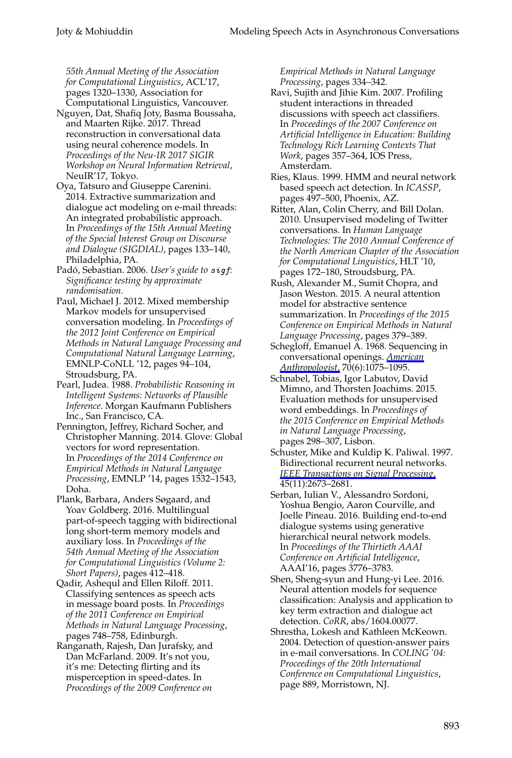*55th Annual Meeting of the Association for Computational Linguistics*, ACL'17, pages 1320–1330, Association for Computational Linguistics, Vancouver.

Nguyen, Dat, Shafiq Joty, Basma Boussaha, and Maarten Rijke. 2017. Thread reconstruction in conversational data using neural coherence models. In *Proceedings of the Neu-IR 2017 SIGIR Workshop on Neural Information Retrieval*, NeuIR'17, Tokyo.

Oya, Tatsuro and Giuseppe Carenini. 2014. Extractive summarization and dialogue act modeling on e-mail threads: An integrated probabilistic approach. In *Proceedings of the 15th Annual Meeting of the Special Interest Group on Discourse and Dialogue (SIGDIAL)*, pages 133–140, Philadelphia, PA.

Padó, Sebastian. 2006. *User's guide to `sigf`: Significance testing by approximate randomisation*.

Paul, Michael J. 2012. Mixed membership Markov models for unsupervised conversation modeling. In *Proceedings of the 2012 Joint Conference on Empirical Methods in Natural Language Processing and Computational Natural Language Learning*, EMNLP-CoNLL '12, pages 94–104, Stroudsburg, PA.

Pearl, Judea. 1988. *Probabilistic Reasoning in Intelligent Systems: Networks of Plausible Inference*. Morgan Kaufmann Publishers Inc., San Francisco, CA.

Pennington, Jeffrey, Richard Socher, and Christopher Manning. 2014. Glove: Global vectors for word representation. In *Proceedings of the 2014 Conference on Empirical Methods in Natural Language Processing*, EMNLP '14, pages 1532–1543, Doha.

Plank, Barbara, Anders Søgaard, and Yoav Goldberg. 2016. Multilingual part-of-speech tagging with bidirectional long short-term memory models and auxiliary loss. In *Proceedings of the 54th Annual Meeting of the Association for Computational Linguistics (Volume 2: Short Papers)*, pages 412–418.

Qadir, Ashequl and Ellen Riloff. 2011. Classifying sentences as speech acts in message board posts. In *Proceedings of the 2011 Conference on Empirical Methods in Natural Language Processing*, pages 748–758, Edinburgh.

Ranganath, Rajesh, Dan Jurafsky, and Dan McFarland. 2009. It's not you, it's me: Detecting flirting and its misperception in speed-dates. In *Proceedings of the 2009 Conference on Empirical Methods in Natural Language Processing*, pages 334–342.

Ravi, Sujith and Jihie Kim. 2007. Profiling student interactions in threaded discussions with speech act classifiers. In *Proceedings of the 2007 Conference on Artificial Intelligence in Education: Building Technology Rich Learning Contexts That Work*, pages 357–364, IOS Press, Amsterdam.

Ries, Klaus. 1999. HMM and neural network based speech act detection. In *ICASSP*, pages 497–500, Phoenix, AZ.

Ritter, Alan, Colin Cherry, and Bill Dolan. 2010. Unsupervised modeling of Twitter conversations. In *Human Language Technologies: The 2010 Annual Conference of the North American Chapter of the Association for Computational Linguistics*, HLT '10, pages 172–180, Stroudsburg, PA.

Rush, Alexander M., Sumit Chopra, and Jason Weston. 2015. A neural attention model for abstractive sentence summarization. In *Proceedings of the 2015 Conference on Empirical Methods in Natural Language Processing*, pages 379–389.

Schegloff, Emanuel A. 1968. Sequencing in conversational openings. *American Anthropologist*, 70(6):1075–1095.

Schnabel, Tobias, Igor Labutov, David Mimno, and Thorsten Joachims. 2015. Evaluation methods for unsupervised word embeddings. In *Proceedings of the 2015 Conference on Empirical Methods in Natural Language Processing*, pages 298–307, Lisbon.

Schuster, Mike and Kuldip K. Paliwal. 1997. Bidirectional recurrent neural networks. *IEEE Transactions on Signal Processing*, 45(11):2673–2681.

Serban, Iulian V., Alessandro Sordoni, Yoshua Bengio, Aaron Courville, and Joelle Pineau. 2016. Building end-to-end dialogue systems using generative hierarchical neural network models. In *Proceedings of the Thirtieth AAAI Conference on Artificial Intelligence*, AAAI'16, pages 3776–3783.

Shen, Sheng-syun and Hung-yi Lee. 2016. Neural attention models for sequence classification: Analysis and application to key term extraction and dialogue act detection. *CoRR*, abs/1604.00077.

Shrestha, Lokesh and Kathleen McKeown. 2004. Detection of question-answer pairs in e-mail conversations. In *COLING '04: Proceedings of the 20th International Conference on Computational Linguistics*, page 889, Morristown, NJ.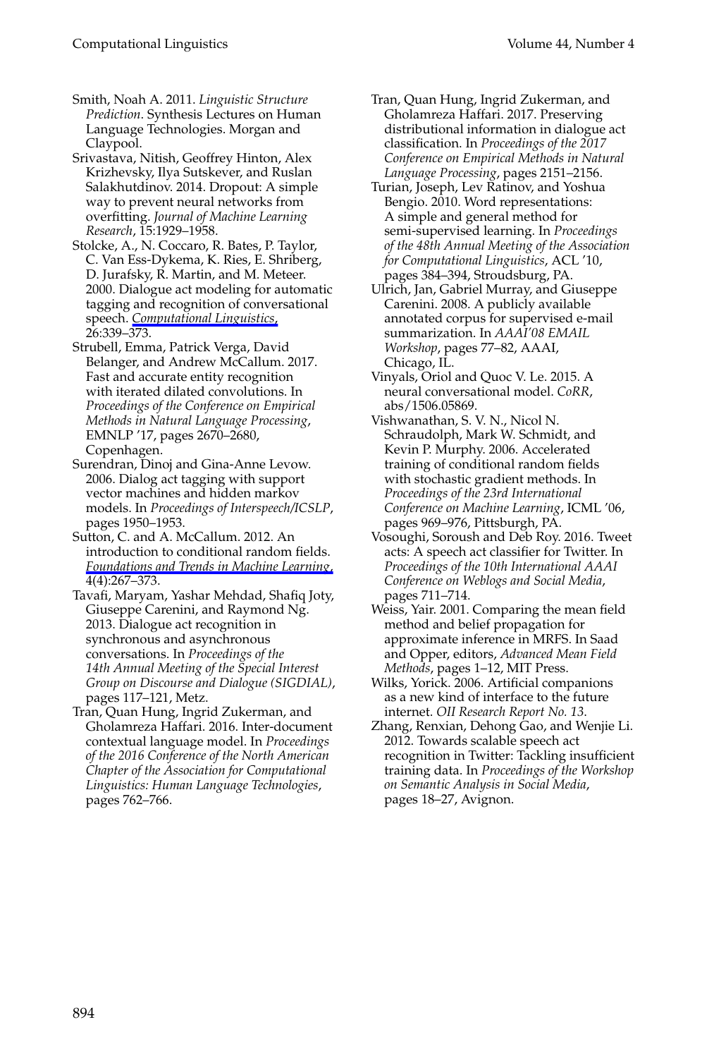Smith, Noah A. 2011. *Linguistic Structure Prediction*. Synthesis Lectures on Human Language Technologies. Morgan and Claypool.

Srivastava, Nitish, Geoffrey Hinton, Alex Krizhevsky, Ilya Sutskever, and Ruslan Salakhutdinov. 2014. Dropout: A simple way to prevent neural networks from overfitting. *Journal of Machine Learning Research*, 15:1929–1958.

Stolcke, A., N. Coccaro, R. Bates, P. Taylor, C. Van Ess-Dykema, K. Ries, E. Shriberg, D. Jurafsky, R. Martin, and M. Meteer. 2000. Dialogue act modeling for automatic tagging and recognition of conversational speech. *Computational Linguistics*, 26:339–373.

Strubell, Emma, Patrick Verga, David Belanger, and Andrew McCallum. 2017. Fast and accurate entity recognition with iterated dilated convolutions. In *Proceedings of the Conference on Empirical Methods in Natural Language Processing*, EMNLP '17, pages 2670–2680, Copenhagen.

Surendran, Dinoj and Gina-Anne Levow. 2006. Dialog act tagging with support vector machines and hidden markov models. In *Proceedings of Interspeech/ICSLP*, pages 1950–1953.

Sutton, C. and A. McCallum. 2012. An introduction to conditional random fields. *Foundations and Trends in Machine Learning*, 4(4):267–373.

Tavafi, Maryam, Yashar Mehdad, Shafiq Joty, Giuseppe Carenini, and Raymond Ng. 2013. Dialogue act recognition in synchronous and asynchronous conversations. In *Proceedings of the 14th Annual Meeting of the Special Interest Group on Discourse and Dialogue (SIGDIAL)*, pages 117–121, Metz.

Tran, Quan Hung, Ingrid Zukerman, and Gholamreza Haffari. 2016. Inter-document contextual language model. In *Proceedings of the 2016 Conference of the North American Chapter of the Association for Computational Linguistics: Human Language Technologies*, pages 762–766.

Tran, Quan Hung, Ingrid Zukerman, and Gholamreza Haffari. 2017. Preserving distributional information in dialogue act classification. In *Proceedings of the 2017 Conference on Empirical Methods in Natural Language Processing*, pages 2151–2156.

Turian, Joseph, Lev Ratinov, and Yoshua Bengio. 2010. Word representations: A simple and general method for semi-supervised learning. In *Proceedings of the 48th Annual Meeting of the Association for Computational Linguistics*, ACL '10, pages 384–394, Stroudsburg, PA.

Ulrich, Jan, Gabriel Murray, and Giuseppe Carenini. 2008. A publicly available annotated corpus for supervised e-mail summarization. In *AAAI'08 EMAIL Workshop*, pages 77–82, AAAI, Chicago, IL.

Vinyals, Oriol and Quoc V. Le. 2015. A neural conversational model. *CoRR*, abs/1506.05869.

Vishwanathan, S. V. N., Nicol N. Schraudolph, Mark W. Schmidt, and Kevin P. Murphy. 2006. Accelerated training of conditional random fields with stochastic gradient methods. In *Proceedings of the 23rd International Conference on Machine Learning*, ICML '06, pages 969–976, Pittsburgh, PA.

Vosoughi, Soroush and Deb Roy. 2016. Tweet acts: A speech act classifier for Twitter. In *Proceedings of the 10th International AAAI Conference on Weblogs and Social Media*, pages 711–714.

Weiss, Yair. 2001. Comparing the mean field method and belief propagation for approximate inference in MRFS. In Saad and Opper, editors, *Advanced Mean Field Methods*, pages 1–12, MIT Press.

Wilks, Yorick. 2006. Artificial companions as a new kind of interface to the future internet. *OII Research Report No. 13*.

Zhang, Renxian, Dehong Gao, and Wenjie Li. 2012. Towards scalable speech act recognition in Twitter: Tackling insufficient training data. In *Proceedings of the Workshop on Semantic Analysis in Social Media*, pages 18–27, Avignon.